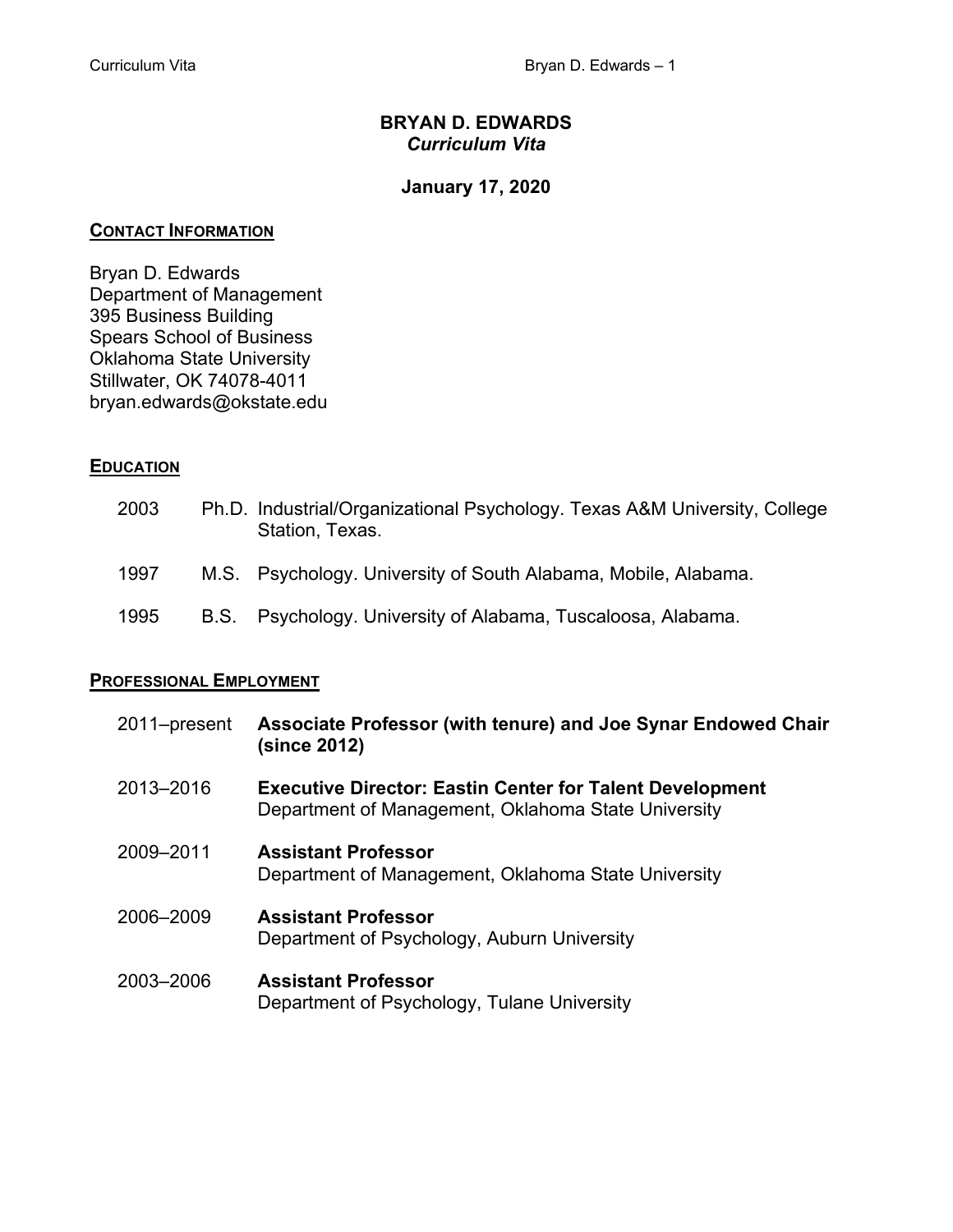# BRYAN D. EDWARDS

*Curriculum Vita*

**January 17, 2020**

## CONTACT INFORMATION

Bryan D. Edwards
Department of Management
395 Business Building
Spears School of Business
Oklahoma State University
Stillwater, OK 74078-4011
bryan.edwards@okstate.edu

## EDUCATION

2003 Ph.D. Industrial/Organizational Psychology. Texas A&M University, College Station, Texas.

1997 M.S. Psychology. University of South Alabama, Mobile, Alabama.

1995 B.S. Psychology. University of Alabama, Tuscaloosa, Alabama.

## PROFESSIONAL EMPLOYMENT

2011–present **Associate Professor (with tenure) and Joe Synar Endowed Chair (since 2012)**

2013–2016 **Executive Director: Eastin Center for Talent Development**
Department of Management, Oklahoma State University

2009–2011 **Assistant Professor**
Department of Management, Oklahoma State University

2006–2009 **Assistant Professor**
Department of Psychology, Auburn University

2003–2006 **Assistant Professor**
Department of Psychology, Tulane University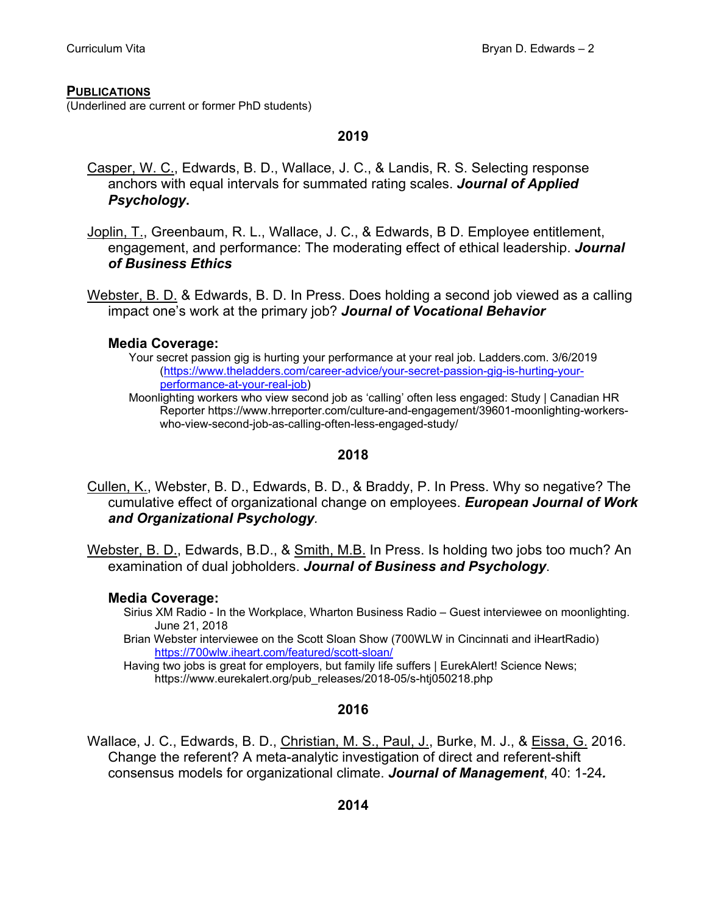## PUBLICATIONS

(Underlined are current or former PhD students)

### 2019

<u>Casper, W. C.</u>, Edwards, B. D., Wallace, J. C., & Landis, R. S. Selecting response anchors with equal intervals for summated rating scales. ***Journal of Applied Psychology*.**

<u>Joplin, T.</u>, Greenbaum, R. L., Wallace, J. C., & Edwards, B D. Employee entitlement, engagement, and performance: The moderating effect of ethical leadership. ***Journal of Business Ethics***

<u>Webster, B. D.</u> & Edwards, B. D. In Press. Does holding a second job viewed as a calling impact one's work at the primary job? ***Journal of Vocational Behavior***

**Media Coverage:**

Your secret passion gig is hurting your performance at your real job. Ladders.com. 3/6/2019 (https://www.theladders.com/career-advice/your-secret-passion-gig-is-hurting-your-performance-at-your-real-job)

Moonlighting workers who view second job as 'calling' often less engaged: Study | Canadian HR Reporter https://www.hrreporter.com/culture-and-engagement/39601-moonlighting-workers-who-view-second-job-as-calling-often-less-engaged-study/

### 2018

<u>Cullen, K.</u>, Webster, B. D., Edwards, B. D., & Braddy, P. In Press. Why so negative? The cumulative effect of organizational change on employees. ***European Journal of Work and Organizational Psychology***.

<u>Webster, B. D.</u>, Edwards, B.D., & <u>Smith, M.B.</u> In Press. Is holding two jobs too much? An examination of dual jobholders. ***Journal of Business and Psychology***.

**Media Coverage:**

Sirius XM Radio - In the Workplace, Wharton Business Radio – Guest interviewee on moonlighting. June 21, 2018

Brian Webster interviewee on the Scott Sloan Show (700WLW in Cincinnati and iHeartRadio) https://700wlw.iheart.com/featured/scott-sloan/

Having two jobs is great for employers, but family life suffers | EurekAlert! Science News; https://www.eurekalert.org/pub_releases/2018-05/s-htj050218.php

### 2016

Wallace, J. C., Edwards, B. D., <u>Christian, M. S., Paul, J.</u>, Burke, M. J., & <u>Eissa, G.</u> 2016. Change the referent? A meta-analytic investigation of direct and referent-shift consensus models for organizational climate. ***Journal of Management***, 40: 1-24**.**

### 2014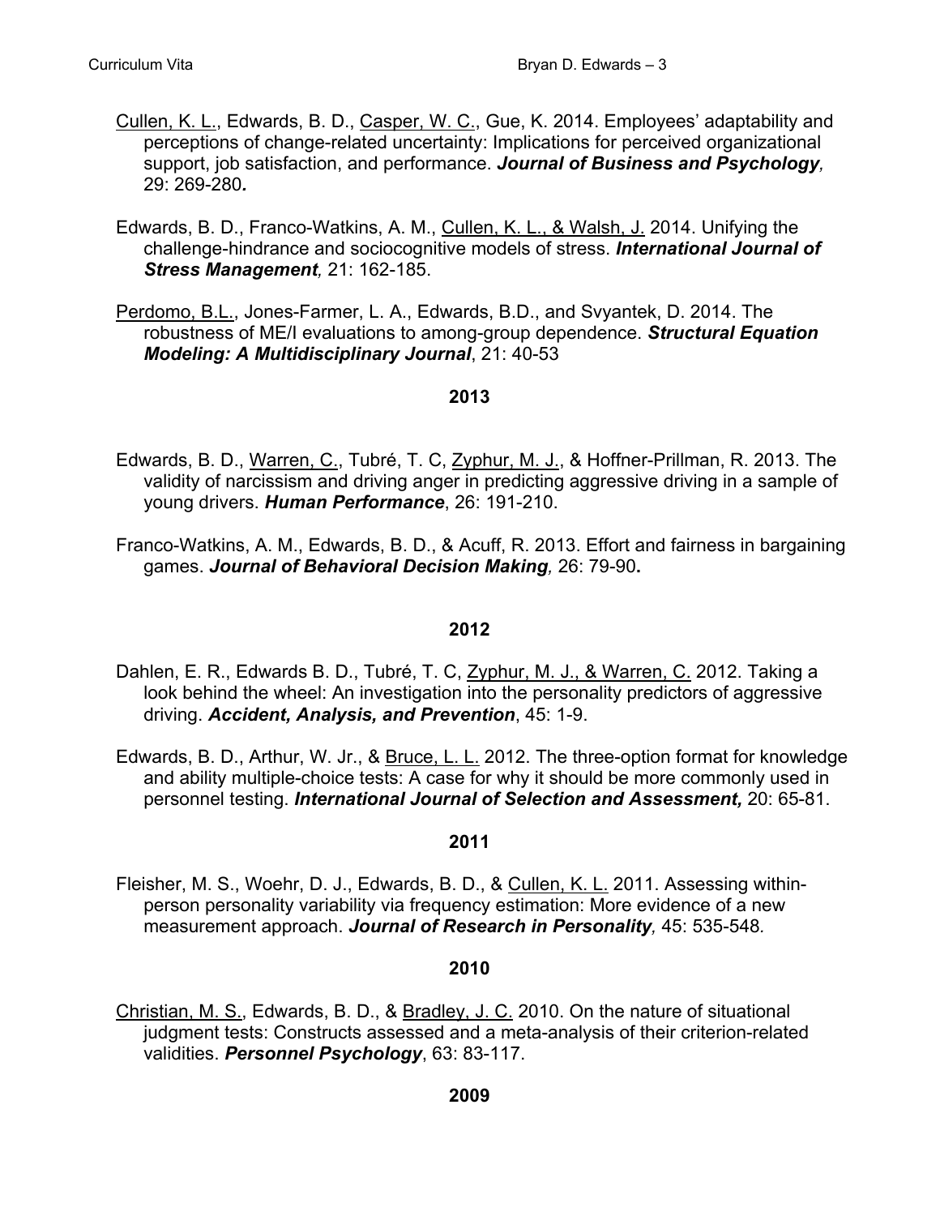Cullen, K. L., Edwards, B. D., Casper, W. C., Gue, K. 2014. Employees' adaptability and perceptions of change-related uncertainty: Implications for perceived organizational support, job satisfaction, and performance. ***Journal of Business and Psychology,*** 29: 269-280**.**

Edwards, B. D., Franco-Watkins, A. M., Cullen, K. L., & Walsh, J. 2014. Unifying the challenge-hindrance and sociocognitive models of stress. ***International Journal of Stress Management,*** 21: 162-185.

Perdomo, B.L., Jones-Farmer, L. A., Edwards, B.D., and Svyantek, D. 2014. The robustness of ME/I evaluations to among-group dependence. ***Structural Equation Modeling: A Multidisciplinary Journal***, 21: 40-53

**2013**

Edwards, B. D., Warren, C., Tubré, T. C, Zyphur, M. J., & Hoffner-Prillman, R. 2013. The validity of narcissism and driving anger in predicting aggressive driving in a sample of young drivers. ***Human Performance***, 26: 191-210.

Franco-Watkins, A. M., Edwards, B. D., & Acuff, R. 2013. Effort and fairness in bargaining games. ***Journal of Behavioral Decision Making,*** 26: 79-90**.**

**2012**

Dahlen, E. R., Edwards B. D., Tubré, T. C, Zyphur, M. J., & Warren, C. 2012. Taking a look behind the wheel: An investigation into the personality predictors of aggressive driving. ***Accident, Analysis, and Prevention***, 45: 1-9.

Edwards, B. D., Arthur, W. Jr., & Bruce, L. L. 2012. The three-option format for knowledge and ability multiple-choice tests: A case for why it should be more commonly used in personnel testing. ***International Journal of Selection and Assessment,*** 20: 65-81.

**2011**

Fleisher, M. S., Woehr, D. J., Edwards, B. D., & Cullen, K. L. 2011. Assessing within-person personality variability via frequency estimation: More evidence of a new measurement approach. ***Journal of Research in Personality,*** 45: 535-548*.*

**2010**

Christian, M. S., Edwards, B. D., & Bradley, J. C. 2010. On the nature of situational judgment tests: Constructs assessed and a meta-analysis of their criterion-related validities. ***Personnel Psychology***, 63: 83-117.

**2009**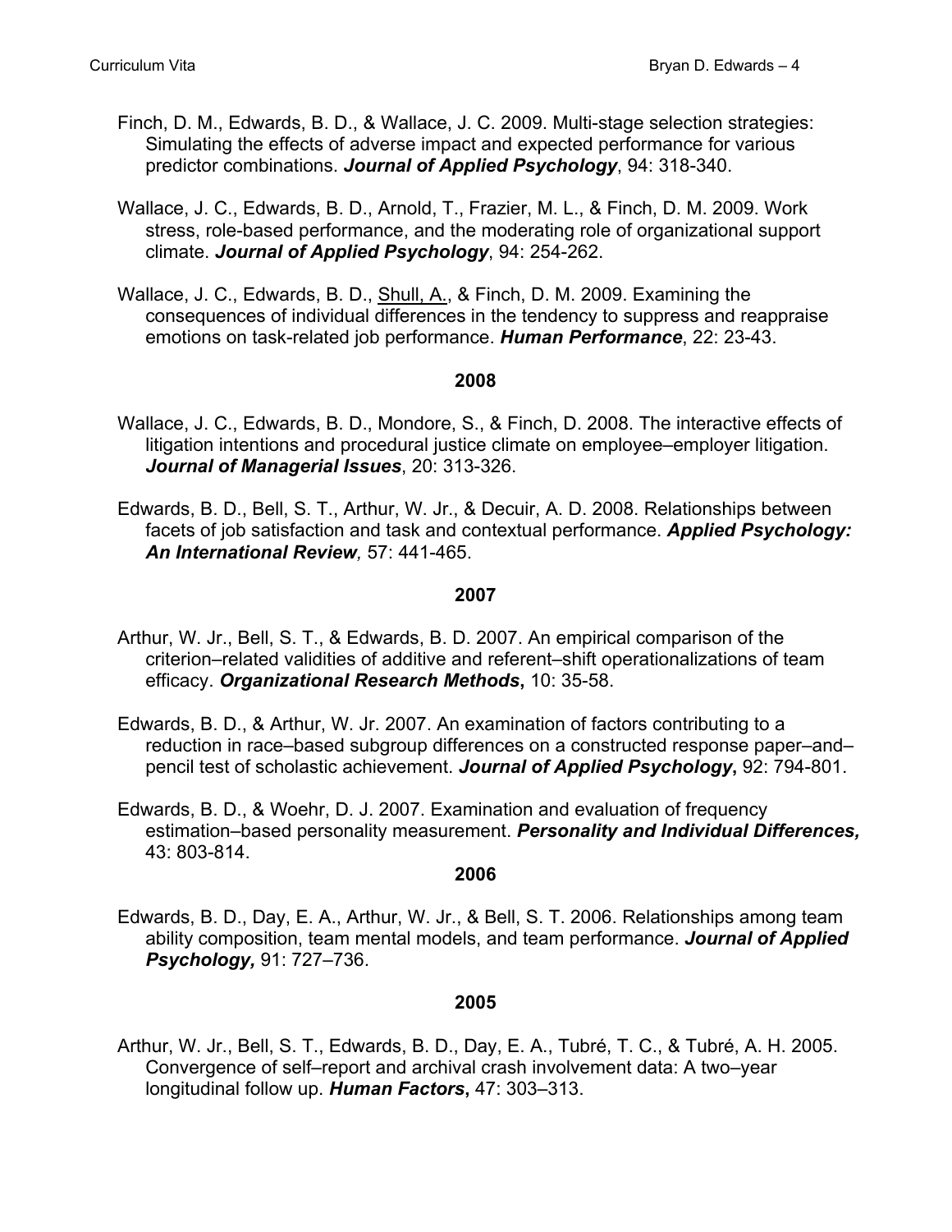Finch, D. M., Edwards, B. D., & Wallace, J. C. 2009. Multi-stage selection strategies: Simulating the effects of adverse impact and expected performance for various predictor combinations. ***Journal of Applied Psychology***, 94: 318-340.

Wallace, J. C., Edwards, B. D., Arnold, T., Frazier, M. L., & Finch, D. M. 2009. Work stress, role-based performance, and the moderating role of organizational support climate. ***Journal of Applied Psychology***, 94: 254-262.

Wallace, J. C., Edwards, B. D., <u>Shull, A.</u>, & Finch, D. M. 2009. Examining the consequences of individual differences in the tendency to suppress and reappraise emotions on task-related job performance. ***Human Performance***, 22: 23-43.

**2008**

Wallace, J. C., Edwards, B. D., Mondore, S., & Finch, D. 2008. The interactive effects of litigation intentions and procedural justice climate on employee–employer litigation. ***Journal of Managerial Issues***, 20: 313-326.

Edwards, B. D., Bell, S. T., Arthur, W. Jr., & Decuir, A. D. 2008. Relationships between facets of job satisfaction and task and contextual performance. ***Applied Psychology: An International Review**,* 57: 441-465.

**2007**

Arthur, W. Jr., Bell, S. T., & Edwards, B. D. 2007. An empirical comparison of the criterion–related validities of additive and referent–shift operationalizations of team efficacy. ***Organizational Research Methods*****,** 10: 35-58.

Edwards, B. D., & Arthur, W. Jr. 2007. An examination of factors contributing to a reduction in race–based subgroup differences on a constructed response paper–and–pencil test of scholastic achievement. ***Journal of Applied Psychology*****,** 92: 794-801.

Edwards, B. D., & Woehr, D. J. 2007. Examination and evaluation of frequency estimation–based personality measurement. ***Personality and Individual Differences,*** 43: 803-814.

**2006**

Edwards, B. D., Day, E. A., Arthur, W. Jr., & Bell, S. T. 2006. Relationships among team ability composition, team mental models, and team performance. ***Journal of Applied Psychology,*** 91: 727–736.

**2005**

Arthur, W. Jr., Bell, S. T., Edwards, B. D., Day, E. A., Tubré, T. C., & Tubré, A. H. 2005. Convergence of self–report and archival crash involvement data: A two–year longitudinal follow up. ***Human Factors*****,** 47: 303–313.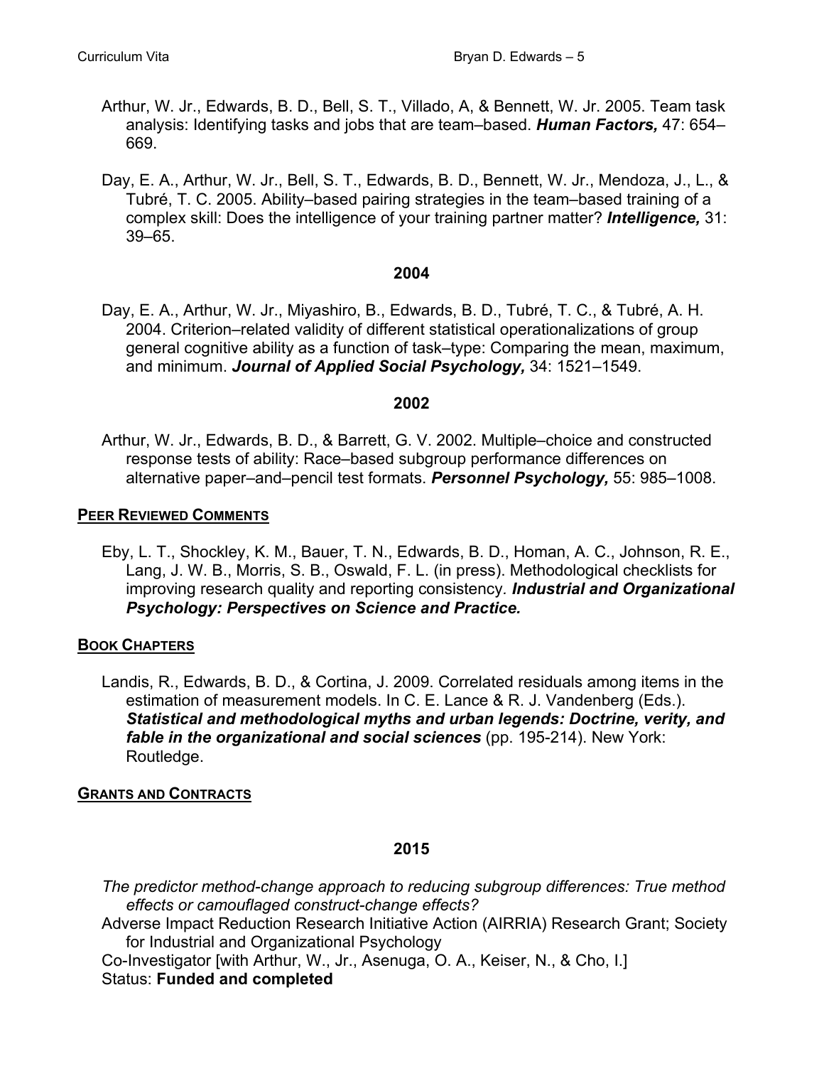Arthur, W. Jr., Edwards, B. D., Bell, S. T., Villado, A, & Bennett, W. Jr. 2005. Team task analysis: Identifying tasks and jobs that are team–based. ***Human Factors,*** 47: 654–669.

Day, E. A., Arthur, W. Jr., Bell, S. T., Edwards, B. D., Bennett, W. Jr., Mendoza, J., L., & Tubré, T. C. 2005. Ability–based pairing strategies in the team–based training of a complex skill: Does the intelligence of your training partner matter? ***Intelligence,*** 31: 39–65.

**2004**

Day, E. A., Arthur, W. Jr., Miyashiro, B., Edwards, B. D., Tubré, T. C., & Tubré, A. H. 2004. Criterion–related validity of different statistical operationalizations of group general cognitive ability as a function of task–type: Comparing the mean, maximum, and minimum. ***Journal of Applied Social Psychology,*** 34: 1521–1549.

**2002**

Arthur, W. Jr., Edwards, B. D., & Barrett, G. V. 2002. Multiple–choice and constructed response tests of ability: Race–based subgroup performance differences on alternative paper–and–pencil test formats. ***Personnel Psychology,*** 55: 985–1008.

## PEER REVIEWED COMMENTS

Eby, L. T., Shockley, K. M., Bauer, T. N., Edwards, B. D., Homan, A. C., Johnson, R. E., Lang, J. W. B., Morris, S. B., Oswald, F. L. (in press). Methodological checklists for improving research quality and reporting consistency. ***Industrial and Organizational Psychology: Perspectives on Science and Practice.***

## BOOK CHAPTERS

Landis, R., Edwards, B. D., & Cortina, J. 2009. Correlated residuals among items in the estimation of measurement models. In C. E. Lance & R. J. Vandenberg (Eds.). ***Statistical and methodological myths and urban legends: Doctrine, verity, and fable in the organizational and social sciences*** (pp. 195-214). New York: Routledge.

## GRANTS AND CONTRACTS

**2015**

*The predictor method-change approach to reducing subgroup differences: True method effects or camouflaged construct-change effects?*
Adverse Impact Reduction Research Initiative Action (AIRRIA) Research Grant; Society for Industrial and Organizational Psychology
Co-Investigator [with Arthur, W., Jr., Asenuga, O. A., Keiser, N., & Cho, I.]
Status: **Funded and completed**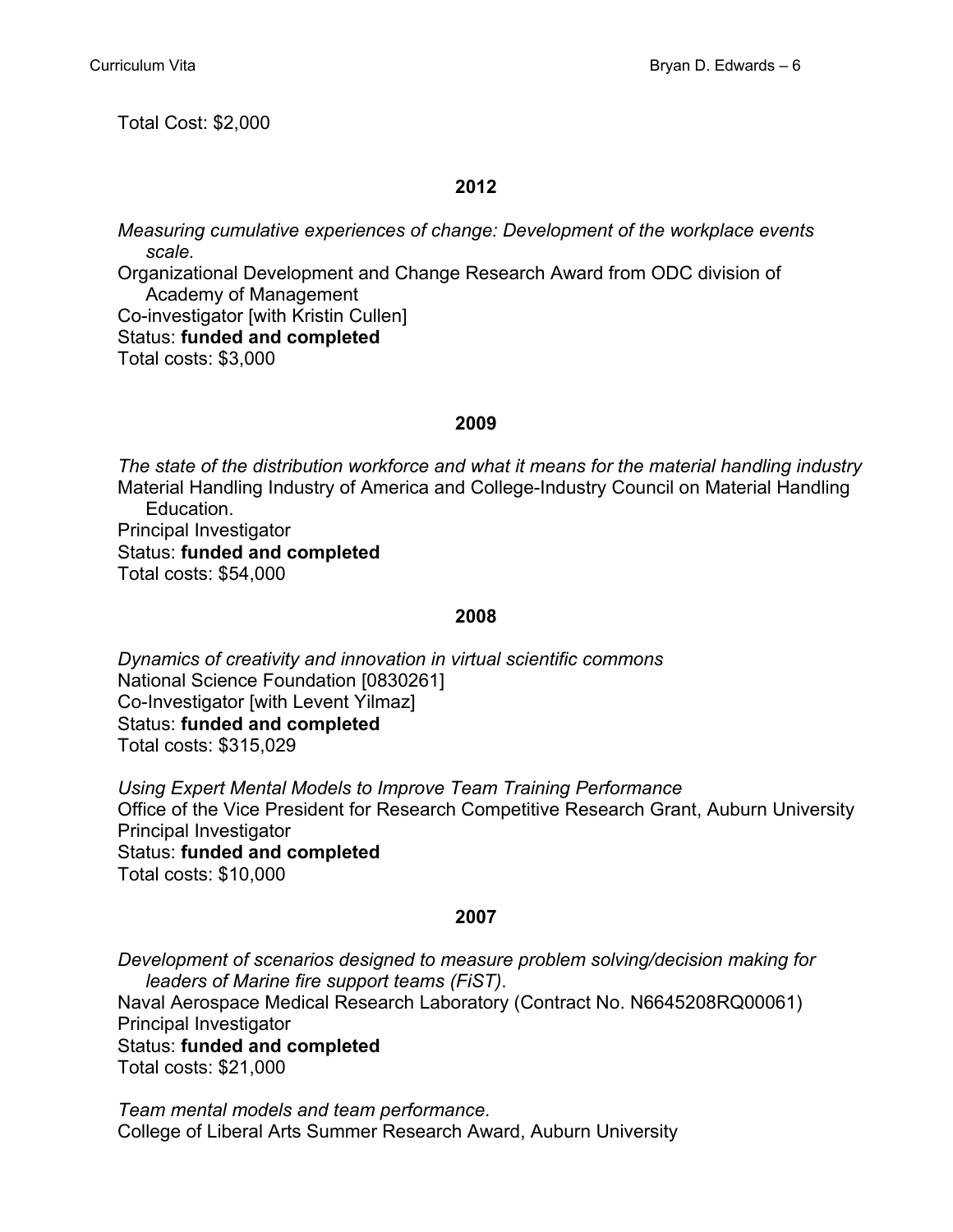Total Cost: $2,000

**2012**

*Measuring cumulative experiences of change: Development of the workplace events scale.*
Organizational Development and Change Research Award from ODC division of Academy of Management
Co-investigator [with Kristin Cullen]
Status: **funded and completed**
Total costs: $3,000

**2009**

*The state of the distribution workforce and what it means for the material handling industry*
Material Handling Industry of America and College-Industry Council on Material Handling Education.
Principal Investigator
Status: **funded and completed**
Total costs: $54,000

**2008**

*Dynamics of creativity and innovation in virtual scientific commons*
National Science Foundation [0830261]
Co-Investigator [with Levent Yilmaz]
Status: **funded and completed**
Total costs: $315,029

*Using Expert Mental Models to Improve Team Training Performance*
Office of the Vice President for Research Competitive Research Grant, Auburn University
Principal Investigator
Status: **funded and completed**
Total costs: $10,000

**2007**

*Development of scenarios designed to measure problem solving/decision making for leaders of Marine fire support teams (FiST).*
Naval Aerospace Medical Research Laboratory (Contract No. N6645208RQ00061)
Principal Investigator
Status: **funded and completed**
Total costs: $21,000

*Team mental models and team performance.*
College of Liberal Arts Summer Research Award, Auburn University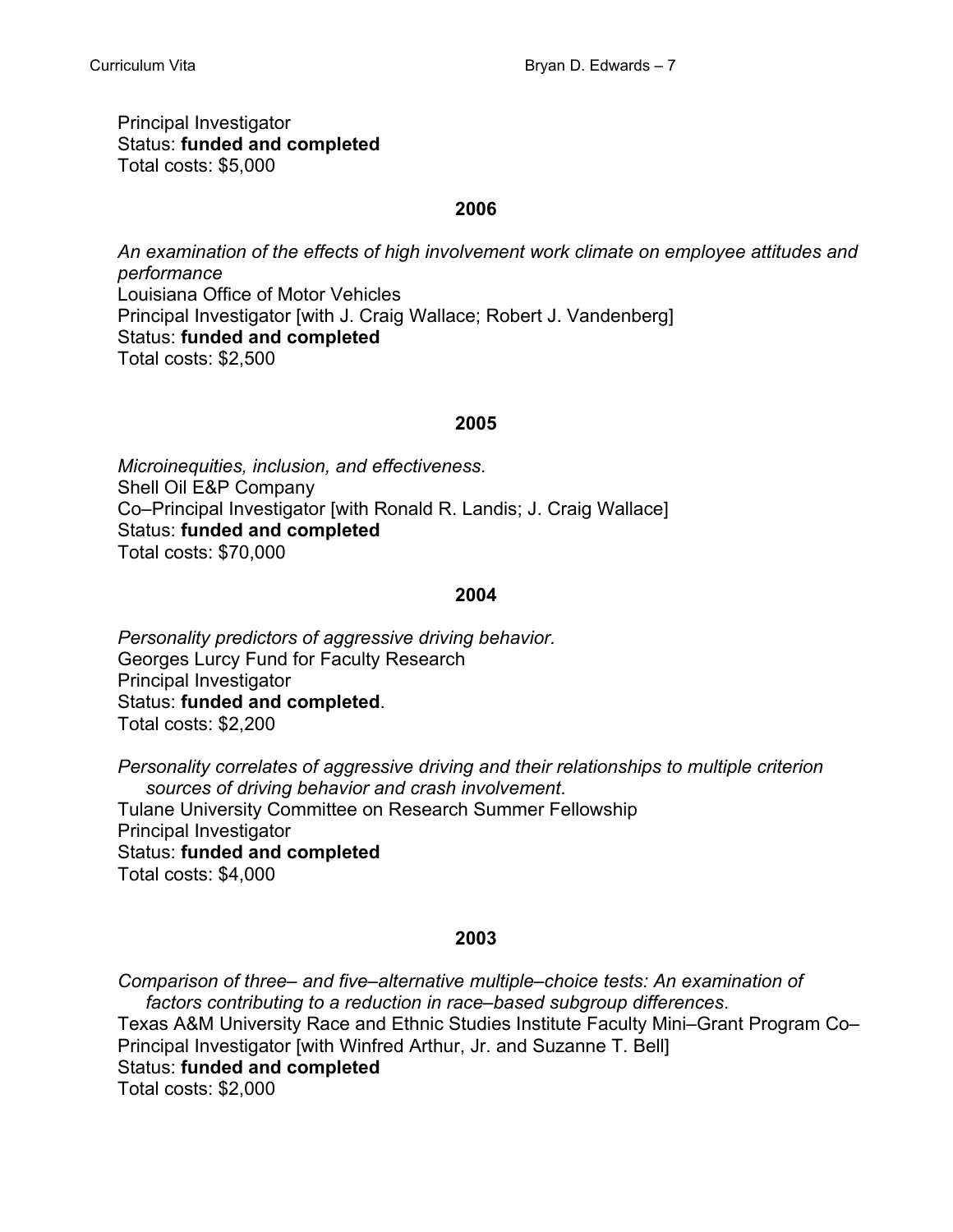Principal Investigator
Status: **funded and completed**
Total costs: $5,000

### 2006

*An examination of the effects of high involvement work climate on employee attitudes and performance*
Louisiana Office of Motor Vehicles
Principal Investigator [with J. Craig Wallace; Robert J. Vandenberg]
Status: **funded and completed**
Total costs: $2,500

### 2005

*Microinequities, inclusion, and effectiveness*.
Shell Oil E&P Company
Co–Principal Investigator [with Ronald R. Landis; J. Craig Wallace]
Status: **funded and completed**
Total costs: $70,000

### 2004

*Personality predictors of aggressive driving behavior.*
Georges Lurcy Fund for Faculty Research
Principal Investigator
Status: **funded and completed**.
Total costs: $2,200

*Personality correlates of aggressive driving and their relationships to multiple criterion sources of driving behavior and crash involvement*.
Tulane University Committee on Research Summer Fellowship
Principal Investigator
Status: **funded and completed**
Total costs: $4,000

### 2003

*Comparison of three– and five–alternative multiple–choice tests: An examination of factors contributing to a reduction in race–based subgroup differences*.
Texas A&M University Race and Ethnic Studies Institute Faculty Mini–Grant Program Co–Principal Investigator [with Winfred Arthur, Jr. and Suzanne T. Bell]
Status: **funded and completed**
Total costs: $2,000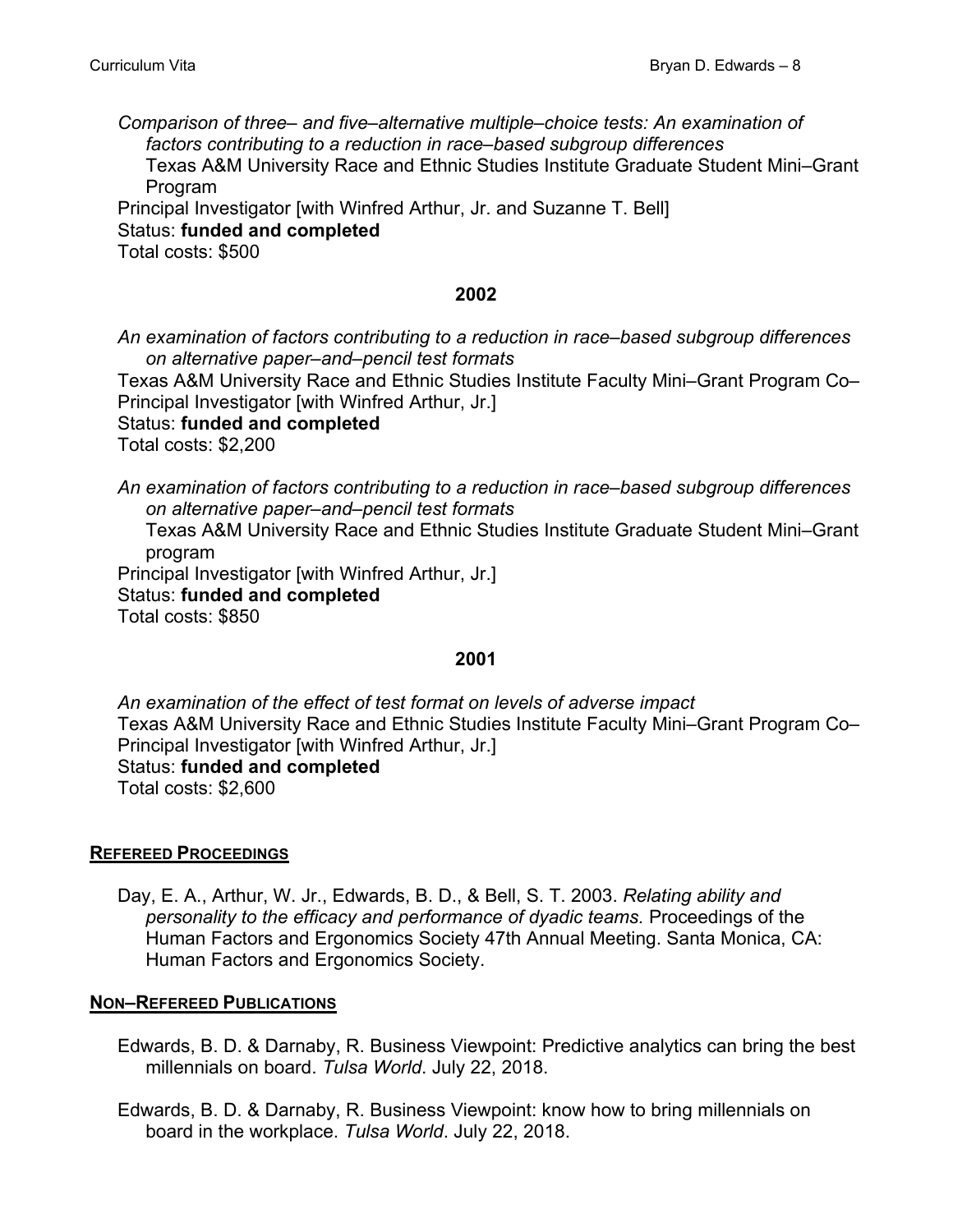*Comparison of three– and five–alternative multiple–choice tests: An examination of factors contributing to a reduction in race–based subgroup differences*
Texas A&M University Race and Ethnic Studies Institute Graduate Student Mini–Grant Program
Principal Investigator [with Winfred Arthur, Jr. and Suzanne T. Bell]
Status: **funded and completed**
Total costs: $500

**2002**

*An examination of factors contributing to a reduction in race–based subgroup differences on alternative paper–and–pencil test formats*
Texas A&M University Race and Ethnic Studies Institute Faculty Mini–Grant Program Co–Principal Investigator [with Winfred Arthur, Jr.]
Status: **funded and completed**
Total costs: $2,200

*An examination of factors contributing to a reduction in race–based subgroup differences on alternative paper–and–pencil test formats*
Texas A&M University Race and Ethnic Studies Institute Graduate Student Mini–Grant program
Principal Investigator [with Winfred Arthur, Jr.]
Status: **funded and completed**
Total costs: $850

**2001**

*An examination of the effect of test format on levels of adverse impact*
Texas A&M University Race and Ethnic Studies Institute Faculty Mini–Grant Program Co–Principal Investigator [with Winfred Arthur, Jr.]
Status: **funded and completed**
Total costs: $2,600

## REFEREED PROCEEDINGS

Day, E. A., Arthur, W. Jr., Edwards, B. D., & Bell, S. T. 2003. *Relating ability and personality to the efficacy and performance of dyadic teams.* Proceedings of the Human Factors and Ergonomics Society 47th Annual Meeting. Santa Monica, CA: Human Factors and Ergonomics Society.

## NON–REFEREED PUBLICATIONS

Edwards, B. D. & Darnaby, R. Business Viewpoint: Predictive analytics can bring the best millennials on board. *Tulsa World*. July 22, 2018.

Edwards, B. D. & Darnaby, R. Business Viewpoint: know how to bring millennials on board in the workplace. *Tulsa World*. July 22, 2018.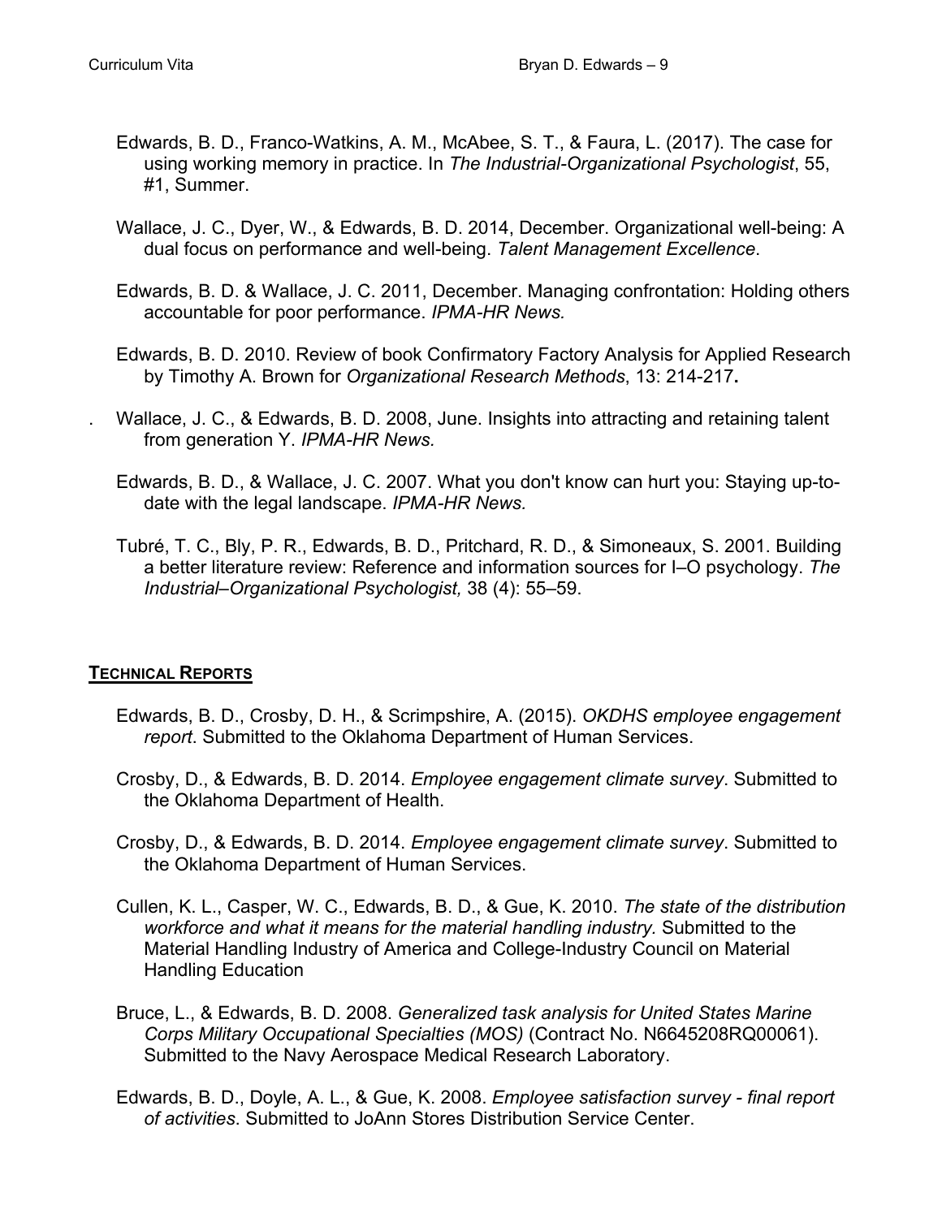Edwards, B. D., Franco-Watkins, A. M., McAbee, S. T., & Faura, L. (2017). The case for using working memory in practice. In *The Industrial-Organizational Psychologist*, 55, #1, Summer.

Wallace, J. C., Dyer, W., & Edwards, B. D. 2014, December. Organizational well-being: A dual focus on performance and well-being. *Talent Management Excellence*.

Edwards, B. D. & Wallace, J. C. 2011, December. Managing confrontation: Holding others accountable for poor performance. *IPMA-HR News.*

Edwards, B. D. 2010. Review of book Confirmatory Factory Analysis for Applied Research by Timothy A. Brown for *Organizational Research Methods*, 13: 214-217**.**

. Wallace, J. C., & Edwards, B. D. 2008, June. Insights into attracting and retaining talent from generation Y. *IPMA-HR News.*

Edwards, B. D., & Wallace, J. C. 2007. What you don't know can hurt you: Staying up-to-date with the legal landscape. *IPMA-HR News.*

Tubré, T. C., Bly, P. R., Edwards, B. D., Pritchard, R. D., & Simoneaux, S. 2001. Building a better literature review: Reference and information sources for I–O psychology. *The Industrial–Organizational Psychologist,* 38 (4): 55–59.

## TECHNICAL REPORTS

Edwards, B. D., Crosby, D. H., & Scrimpshire, A. (2015). *OKDHS employee engagement report*. Submitted to the Oklahoma Department of Human Services.

Crosby, D., & Edwards, B. D. 2014. *Employee engagement climate survey*. Submitted to the Oklahoma Department of Health.

Crosby, D., & Edwards, B. D. 2014. *Employee engagement climate survey*. Submitted to the Oklahoma Department of Human Services.

Cullen, K. L., Casper, W. C., Edwards, B. D., & Gue, K. 2010. *The state of the distribution workforce and what it means for the material handling industry.* Submitted to the Material Handling Industry of America and College-Industry Council on Material Handling Education

Bruce, L., & Edwards, B. D. 2008. *Generalized task analysis for United States Marine Corps Military Occupational Specialties (MOS)* (Contract No. N6645208RQ00061). Submitted to the Navy Aerospace Medical Research Laboratory.

Edwards, B. D., Doyle, A. L., & Gue, K. 2008. *Employee satisfaction survey - final report of activities*. Submitted to JoAnn Stores Distribution Service Center.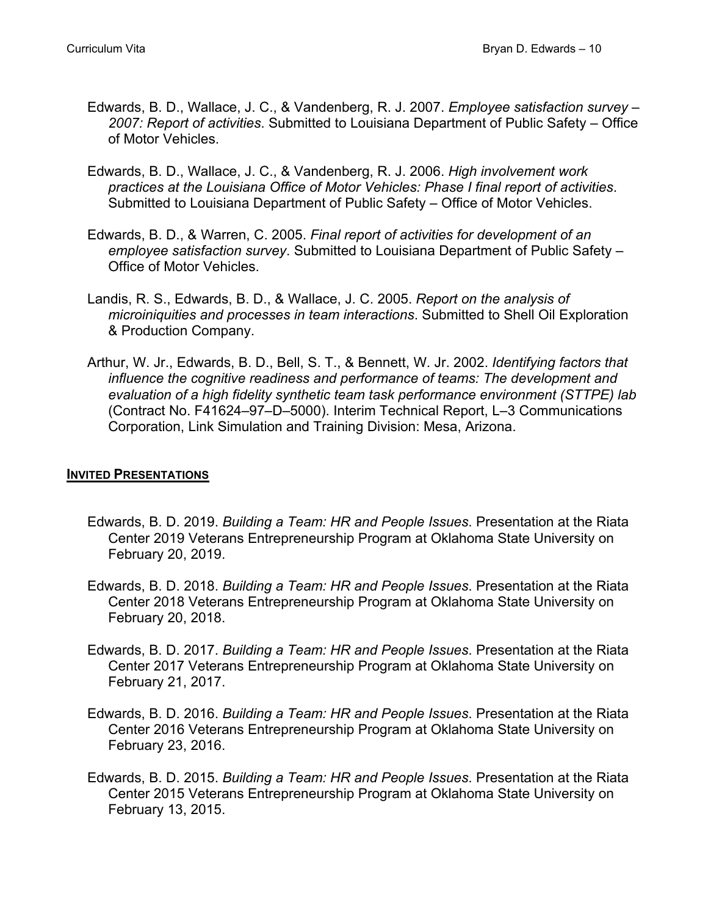Edwards, B. D., Wallace, J. C., & Vandenberg, R. J. 2007. *Employee satisfaction survey – 2007: Report of activities*. Submitted to Louisiana Department of Public Safety – Office of Motor Vehicles.

Edwards, B. D., Wallace, J. C., & Vandenberg, R. J. 2006. *High involvement work practices at the Louisiana Office of Motor Vehicles: Phase I final report of activities*. Submitted to Louisiana Department of Public Safety – Office of Motor Vehicles.

Edwards, B. D., & Warren, C. 2005. *Final report of activities for development of an employee satisfaction survey*. Submitted to Louisiana Department of Public Safety – Office of Motor Vehicles.

Landis, R. S., Edwards, B. D., & Wallace, J. C. 2005. *Report on the analysis of microiniquities and processes in team interactions*. Submitted to Shell Oil Exploration & Production Company.

Arthur, W. Jr., Edwards, B. D., Bell, S. T., & Bennett, W. Jr. 2002. *Identifying factors that influence the cognitive readiness and performance of teams: The development and evaluation of a high fidelity synthetic team task performance environment (STTPE) lab* (Contract No. F41624–97–D–5000). Interim Technical Report, L–3 Communications Corporation, Link Simulation and Training Division: Mesa, Arizona.

## INVITED PRESENTATIONS

Edwards, B. D. 2019. *Building a Team: HR and People Issues*. Presentation at the Riata Center 2019 Veterans Entrepreneurship Program at Oklahoma State University on February 20, 2019.

Edwards, B. D. 2018. *Building a Team: HR and People Issues*. Presentation at the Riata Center 2018 Veterans Entrepreneurship Program at Oklahoma State University on February 20, 2018.

Edwards, B. D. 2017. *Building a Team: HR and People Issues*. Presentation at the Riata Center 2017 Veterans Entrepreneurship Program at Oklahoma State University on February 21, 2017.

Edwards, B. D. 2016. *Building a Team: HR and People Issues*. Presentation at the Riata Center 2016 Veterans Entrepreneurship Program at Oklahoma State University on February 23, 2016.

Edwards, B. D. 2015. *Building a Team: HR and People Issues*. Presentation at the Riata Center 2015 Veterans Entrepreneurship Program at Oklahoma State University on February 13, 2015.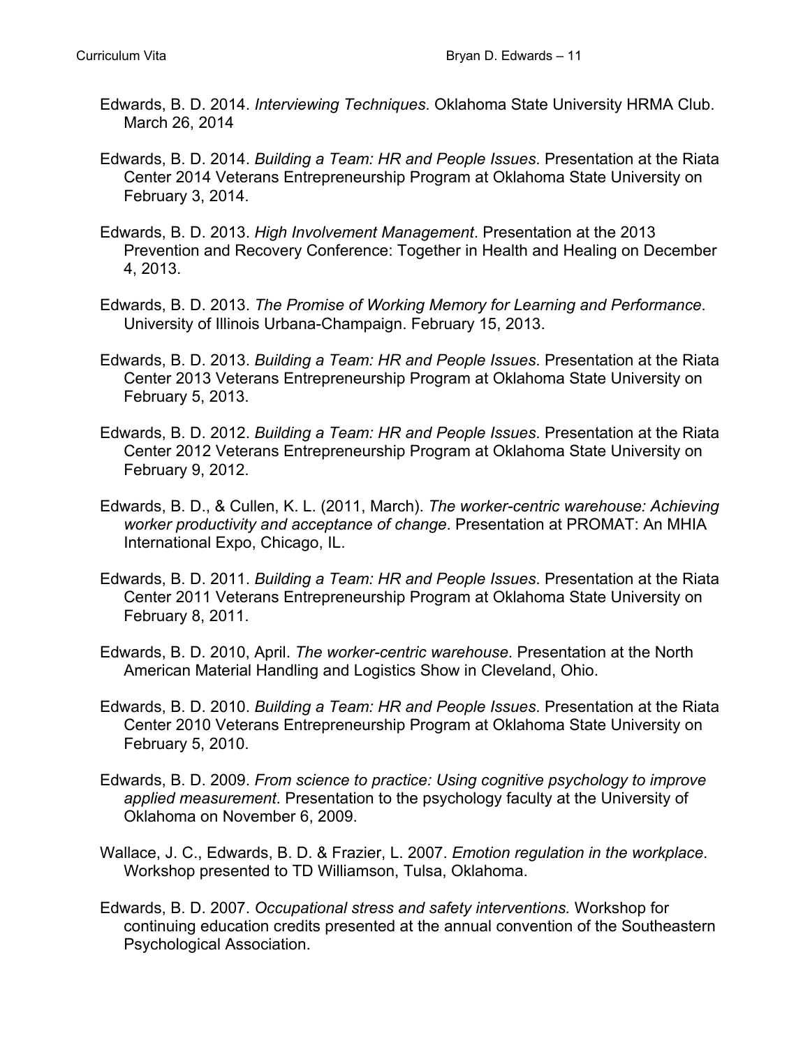Edwards, B. D. 2014. *Interviewing Techniques*. Oklahoma State University HRMA Club. March 26, 2014

Edwards, B. D. 2014. *Building a Team: HR and People Issues*. Presentation at the Riata Center 2014 Veterans Entrepreneurship Program at Oklahoma State University on February 3, 2014.

Edwards, B. D. 2013. *High Involvement Management*. Presentation at the 2013 Prevention and Recovery Conference: Together in Health and Healing on December 4, 2013.

Edwards, B. D. 2013. *The Promise of Working Memory for Learning and Performance*. University of Illinois Urbana-Champaign. February 15, 2013.

Edwards, B. D. 2013. *Building a Team: HR and People Issues*. Presentation at the Riata Center 2013 Veterans Entrepreneurship Program at Oklahoma State University on February 5, 2013.

Edwards, B. D. 2012. *Building a Team: HR and People Issues*. Presentation at the Riata Center 2012 Veterans Entrepreneurship Program at Oklahoma State University on February 9, 2012.

Edwards, B. D., & Cullen, K. L. (2011, March). *The worker-centric warehouse: Achieving worker productivity and acceptance of change*. Presentation at PROMAT: An MHIA International Expo, Chicago, IL.

Edwards, B. D. 2011. *Building a Team: HR and People Issues*. Presentation at the Riata Center 2011 Veterans Entrepreneurship Program at Oklahoma State University on February 8, 2011.

Edwards, B. D. 2010, April. *The worker-centric warehouse*. Presentation at the North American Material Handling and Logistics Show in Cleveland, Ohio.

Edwards, B. D. 2010. *Building a Team: HR and People Issues*. Presentation at the Riata Center 2010 Veterans Entrepreneurship Program at Oklahoma State University on February 5, 2010.

Edwards, B. D. 2009. *From science to practice: Using cognitive psychology to improve applied measurement*. Presentation to the psychology faculty at the University of Oklahoma on November 6, 2009.

Wallace, J. C., Edwards, B. D. & Frazier, L. 2007. *Emotion regulation in the workplace*. Workshop presented to TD Williamson, Tulsa, Oklahoma.

Edwards, B. D. 2007. *Occupational stress and safety interventions.* Workshop for continuing education credits presented at the annual convention of the Southeastern Psychological Association.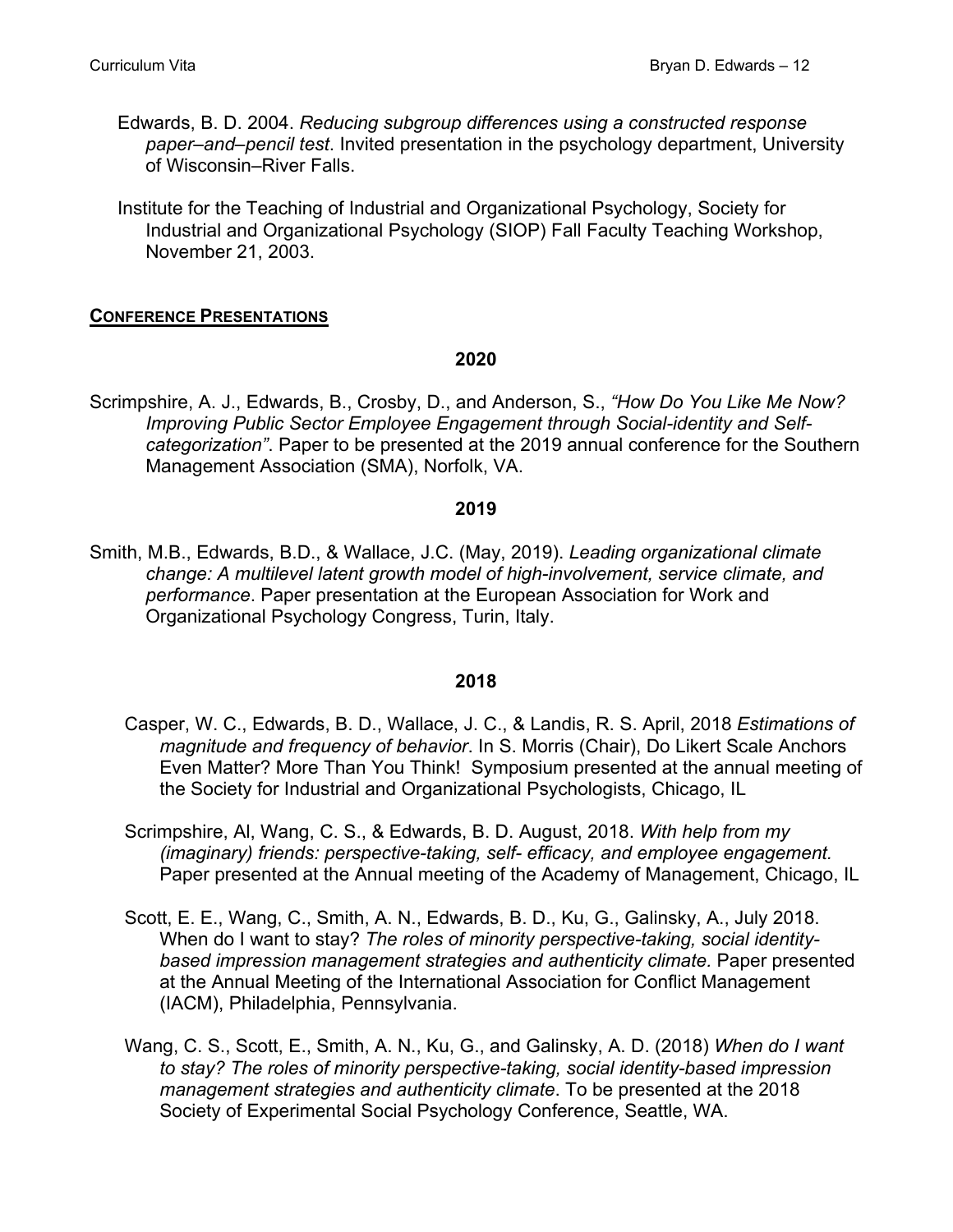Edwards, B. D. 2004. *Reducing subgroup differences using a constructed response paper–and–pencil test*. Invited presentation in the psychology department, University of Wisconsin–River Falls.

Institute for the Teaching of Industrial and Organizational Psychology, Society for Industrial and Organizational Psychology (SIOP) Fall Faculty Teaching Workshop, November 21, 2003.

## CONFERENCE PRESENTATIONS

### 2020

Scrimpshire, A. J., Edwards, B., Crosby, D., and Anderson, S., *"How Do You Like Me Now? Improving Public Sector Employee Engagement through Social-identity and Self-categorization"*. Paper to be presented at the 2019 annual conference for the Southern Management Association (SMA), Norfolk, VA.

### 2019

Smith, M.B., Edwards, B.D., & Wallace, J.C. (May, 2019). *Leading organizational climate change: A multilevel latent growth model of high-involvement, service climate, and performance*. Paper presentation at the European Association for Work and Organizational Psychology Congress, Turin, Italy.

### 2018

Casper, W. C., Edwards, B. D., Wallace, J. C., & Landis, R. S. April, 2018 *Estimations of magnitude and frequency of behavior*. In S. Morris (Chair), Do Likert Scale Anchors Even Matter? More Than You Think! Symposium presented at the annual meeting of the Society for Industrial and Organizational Psychologists, Chicago, IL

Scrimpshire, Al, Wang, C. S., & Edwards, B. D. August, 2018. *With help from my (imaginary) friends: perspective-taking, self- efficacy, and employee engagement.* Paper presented at the Annual meeting of the Academy of Management, Chicago, IL

Scott, E. E., Wang, C., Smith, A. N., Edwards, B. D., Ku, G., Galinsky, A., July 2018. When do I want to stay? *The roles of minority perspective-taking, social identity-based impression management strategies and authenticity climate.* Paper presented at the Annual Meeting of the International Association for Conflict Management (IACM), Philadelphia, Pennsylvania.

Wang, C. S., Scott, E., Smith, A. N., Ku, G., and Galinsky, A. D. (2018) *When do I want to stay? The roles of minority perspective-taking, social identity-based impression management strategies and authenticity climate*. To be presented at the 2018 Society of Experimental Social Psychology Conference, Seattle, WA.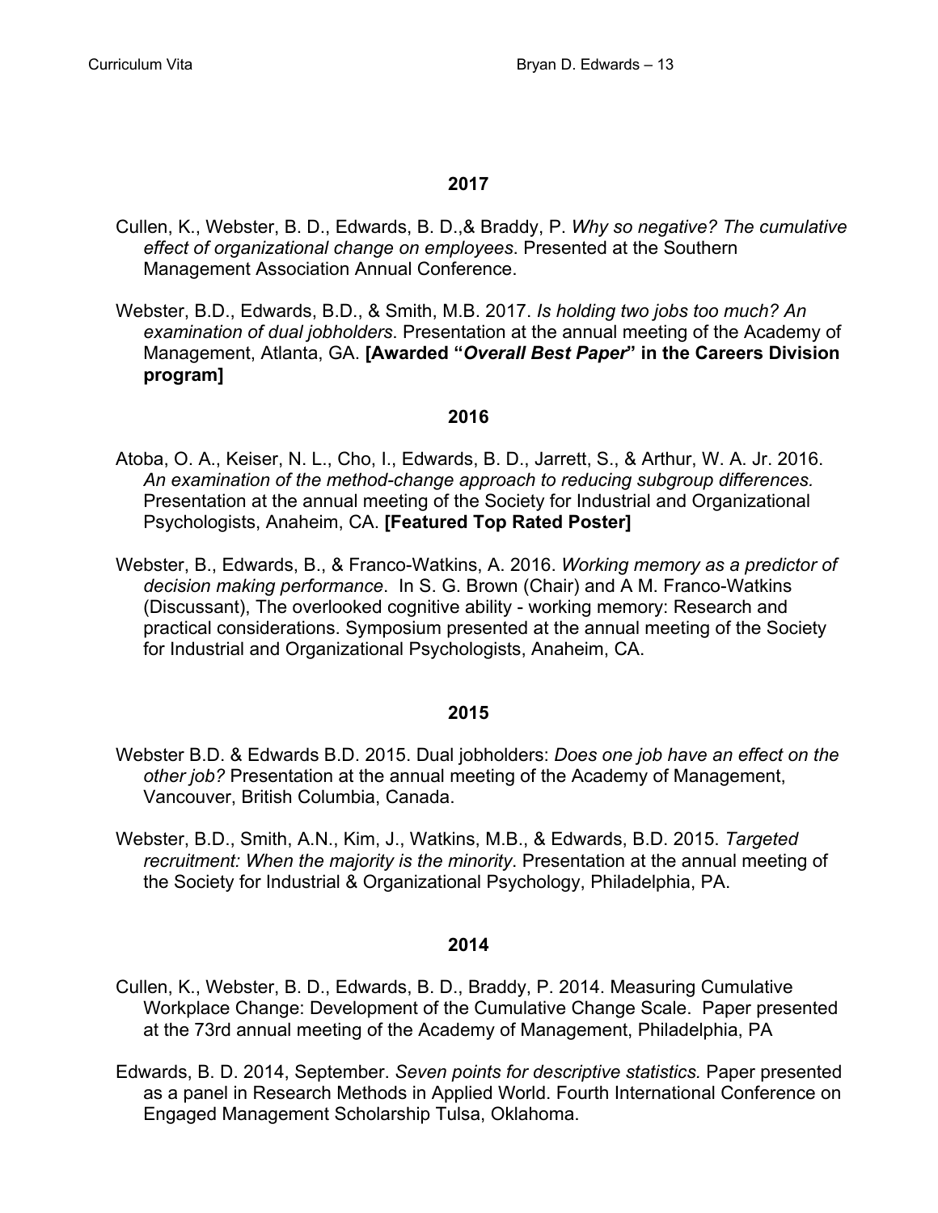### 2017

Cullen, K., Webster, B. D., Edwards, B. D.,& Braddy, P. *Why so negative? The cumulative effect of organizational change on employees*. Presented at the Southern Management Association Annual Conference.

Webster, B.D., Edwards, B.D., & Smith, M.B. 2017. *Is holding two jobs too much? An examination of dual jobholders*. Presentation at the annual meeting of the Academy of Management, Atlanta, GA. **[Awarded "*Overall Best Paper*" in the Careers Division program]**

### 2016

Atoba, O. A., Keiser, N. L., Cho, I., Edwards, B. D., Jarrett, S., & Arthur, W. A. Jr. 2016. *An examination of the method-change approach to reducing subgroup differences.* Presentation at the annual meeting of the Society for Industrial and Organizational Psychologists, Anaheim, CA. **[Featured Top Rated Poster]**

Webster, B., Edwards, B., & Franco-Watkins, A. 2016. *Working memory as a predictor of decision making performance*. In S. G. Brown (Chair) and A M. Franco-Watkins (Discussant), The overlooked cognitive ability - working memory: Research and practical considerations. Symposium presented at the annual meeting of the Society for Industrial and Organizational Psychologists, Anaheim, CA.

### 2015

Webster B.D. & Edwards B.D. 2015. Dual jobholders: *Does one job have an effect on the other job?* Presentation at the annual meeting of the Academy of Management, Vancouver, British Columbia, Canada.

Webster, B.D., Smith, A.N., Kim, J., Watkins, M.B., & Edwards, B.D. 2015. *Targeted recruitment: When the majority is the minority*. Presentation at the annual meeting of the Society for Industrial & Organizational Psychology, Philadelphia, PA.

### 2014

Cullen, K., Webster, B. D., Edwards, B. D., Braddy, P. 2014. Measuring Cumulative Workplace Change: Development of the Cumulative Change Scale. Paper presented at the 73rd annual meeting of the Academy of Management, Philadelphia, PA

Edwards, B. D. 2014, September. *Seven points for descriptive statistics.* Paper presented as a panel in Research Methods in Applied World. Fourth International Conference on Engaged Management Scholarship Tulsa, Oklahoma.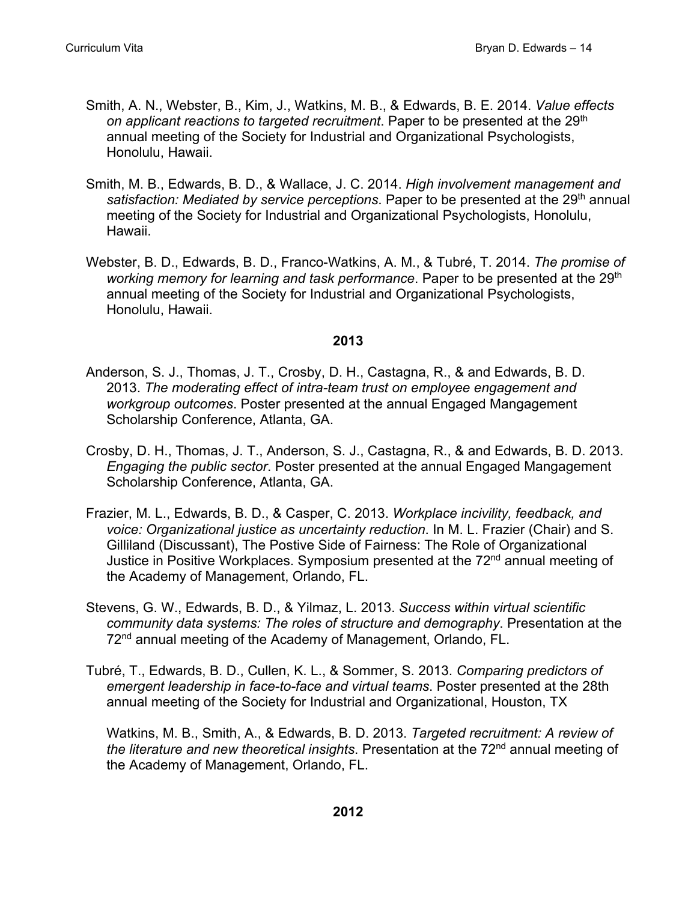Smith, A. N., Webster, B., Kim, J., Watkins, M. B., & Edwards, B. E. 2014. *Value effects on applicant reactions to targeted recruitment*. Paper to be presented at the 29th annual meeting of the Society for Industrial and Organizational Psychologists, Honolulu, Hawaii.

Smith, M. B., Edwards, B. D., & Wallace, J. C. 2014. *High involvement management and satisfaction: Mediated by service perceptions*. Paper to be presented at the 29th annual meeting of the Society for Industrial and Organizational Psychologists, Honolulu, Hawaii.

Webster, B. D., Edwards, B. D., Franco-Watkins, A. M., & Tubré, T. 2014. *The promise of working memory for learning and task performance*. Paper to be presented at the 29th annual meeting of the Society for Industrial and Organizational Psychologists, Honolulu, Hawaii.

**2013**

Anderson, S. J., Thomas, J. T., Crosby, D. H., Castagna, R., & and Edwards, B. D. 2013. *The moderating effect of intra-team trust on employee engagement and workgroup outcomes*. Poster presented at the annual Engaged Mangagement Scholarship Conference, Atlanta, GA.

Crosby, D. H., Thomas, J. T., Anderson, S. J., Castagna, R., & and Edwards, B. D. 2013. *Engaging the public sector*. Poster presented at the annual Engaged Mangagement Scholarship Conference, Atlanta, GA.

Frazier, M. L., Edwards, B. D., & Casper, C. 2013. *Workplace incivility, feedback, and voice: Organizational justice as uncertainty reduction*. In M. L. Frazier (Chair) and S. Gilliland (Discussant), The Postive Side of Fairness: The Role of Organizational Justice in Positive Workplaces. Symposium presented at the 72nd annual meeting of the Academy of Management, Orlando, FL.

Stevens, G. W., Edwards, B. D., & Yilmaz, L. 2013. *Success within virtual scientific community data systems: The roles of structure and demography*. Presentation at the 72nd annual meeting of the Academy of Management, Orlando, FL.

Tubré, T., Edwards, B. D., Cullen, K. L., & Sommer, S. 2013. *Comparing predictors of emergent leadership in face-to-face and virtual teams*. Poster presented at the 28th annual meeting of the Society for Industrial and Organizational, Houston, TX

Watkins, M. B., Smith, A., & Edwards, B. D. 2013. *Targeted recruitment: A review of the literature and new theoretical insights*. Presentation at the 72nd annual meeting of the Academy of Management, Orlando, FL.

**2012**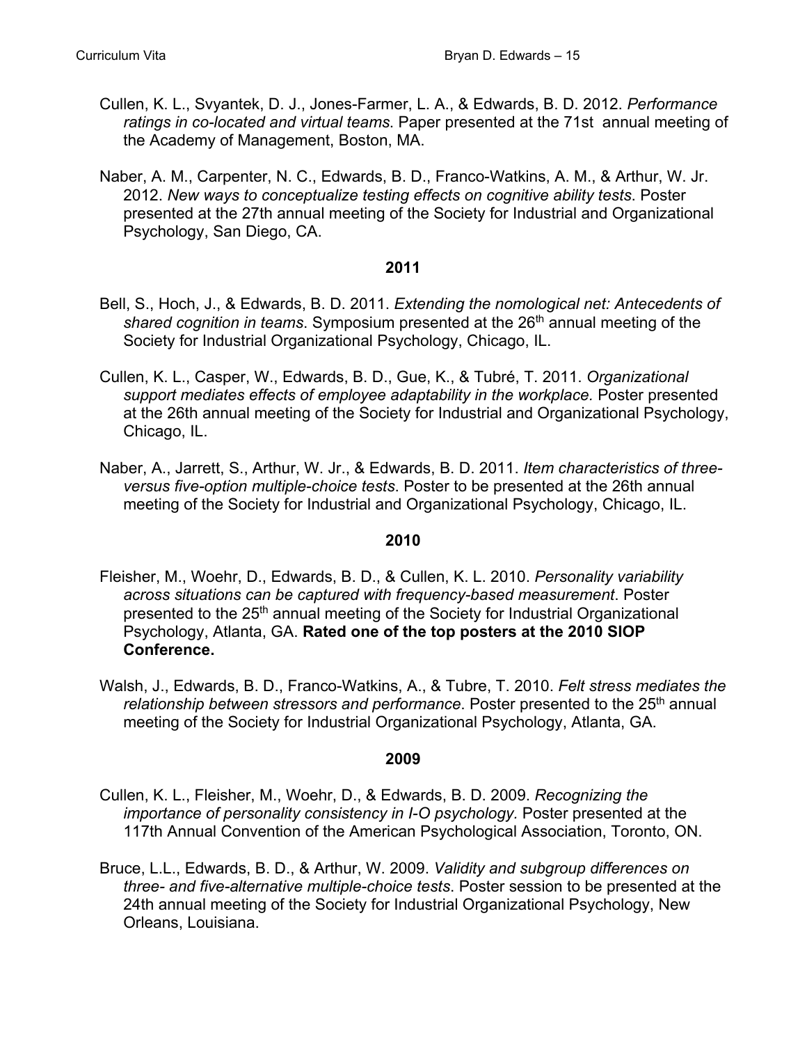Cullen, K. L., Svyantek, D. J., Jones-Farmer, L. A., & Edwards, B. D. 2012. *Performance ratings in co-located and virtual teams*. Paper presented at the 71st annual meeting of the Academy of Management, Boston, MA.

Naber, A. M., Carpenter, N. C., Edwards, B. D., Franco-Watkins, A. M., & Arthur, W. Jr. 2012. *New ways to conceptualize testing effects on cognitive ability tests*. Poster presented at the 27th annual meeting of the Society for Industrial and Organizational Psychology, San Diego, CA.

**2011**

Bell, S., Hoch, J., & Edwards, B. D. 2011. *Extending the nomological net: Antecedents of shared cognition in teams*. Symposium presented at the 26th annual meeting of the Society for Industrial Organizational Psychology, Chicago, IL.

Cullen, K. L., Casper, W., Edwards, B. D., Gue, K., & Tubré, T. 2011. *Organizational support mediates effects of employee adaptability in the workplace.* Poster presented at the 26th annual meeting of the Society for Industrial and Organizational Psychology, Chicago, IL.

Naber, A., Jarrett, S., Arthur, W. Jr., & Edwards, B. D. 2011. *Item characteristics of three- versus five-option multiple-choice tests*. Poster to be presented at the 26th annual meeting of the Society for Industrial and Organizational Psychology, Chicago, IL.

**2010**

Fleisher, M., Woehr, D., Edwards, B. D., & Cullen, K. L. 2010. *Personality variability across situations can be captured with frequency-based measurement*. Poster presented to the 25th annual meeting of the Society for Industrial Organizational Psychology, Atlanta, GA. **Rated one of the top posters at the 2010 SIOP Conference.**

Walsh, J., Edwards, B. D., Franco-Watkins, A., & Tubre, T. 2010. *Felt stress mediates the relationship between stressors and performance*. Poster presented to the 25th annual meeting of the Society for Industrial Organizational Psychology, Atlanta, GA.

**2009**

Cullen, K. L., Fleisher, M., Woehr, D., & Edwards, B. D. 2009. *Recognizing the importance of personality consistency in I-O psychology.* Poster presented at the 117th Annual Convention of the American Psychological Association, Toronto, ON.

Bruce, L.L., Edwards, B. D., & Arthur, W. 2009. *Validity and subgroup differences on three- and five-alternative multiple-choice tests*. Poster session to be presented at the 24th annual meeting of the Society for Industrial Organizational Psychology, New Orleans, Louisiana.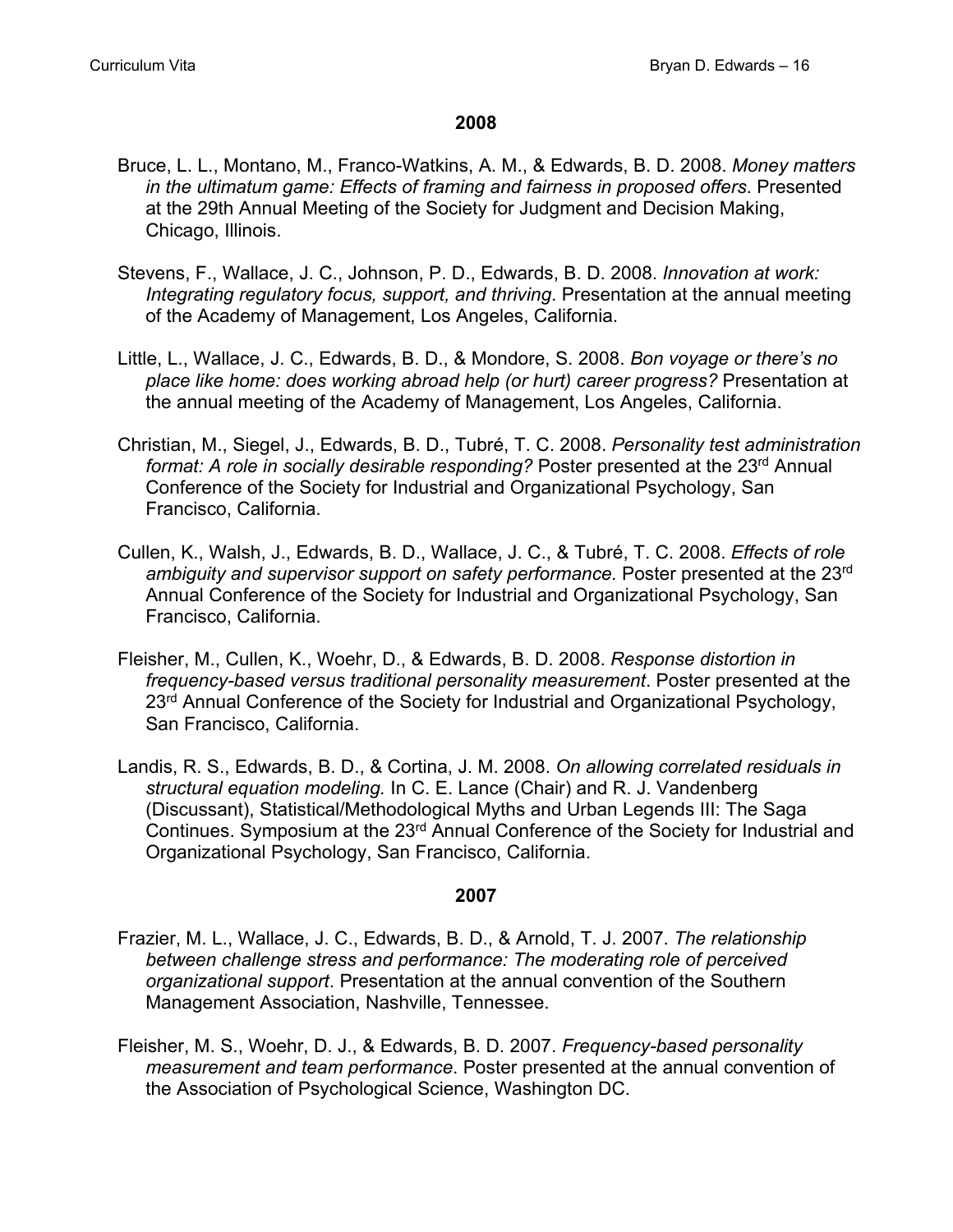**2008**

Bruce, L. L., Montano, M., Franco-Watkins, A. M., & Edwards, B. D. 2008. *Money matters in the ultimatum game: Effects of framing and fairness in proposed offers*. Presented at the 29th Annual Meeting of the Society for Judgment and Decision Making, Chicago, Illinois.

Stevens, F., Wallace, J. C., Johnson, P. D., Edwards, B. D. 2008. *Innovation at work: Integrating regulatory focus, support, and thriving*. Presentation at the annual meeting of the Academy of Management, Los Angeles, California.

Little, L., Wallace, J. C., Edwards, B. D., & Mondore, S. 2008. *Bon voyage or there's no place like home: does working abroad help (or hurt) career progress?* Presentation at the annual meeting of the Academy of Management, Los Angeles, California.

Christian, M., Siegel, J., Edwards, B. D., Tubré, T. C. 2008. *Personality test administration format: A role in socially desirable responding?* Poster presented at the 23rd Annual Conference of the Society for Industrial and Organizational Psychology, San Francisco, California.

Cullen, K., Walsh, J., Edwards, B. D., Wallace, J. C., & Tubré, T. C. 2008. *Effects of role ambiguity and supervisor support on safety performance.* Poster presented at the 23rd Annual Conference of the Society for Industrial and Organizational Psychology, San Francisco, California.

Fleisher, M., Cullen, K., Woehr, D., & Edwards, B. D. 2008. *Response distortion in frequency-based versus traditional personality measurement*. Poster presented at the 23rd Annual Conference of the Society for Industrial and Organizational Psychology, San Francisco, California.

Landis, R. S., Edwards, B. D., & Cortina, J. M. 2008. *On allowing correlated residuals in structural equation modeling.* In C. E. Lance (Chair) and R. J. Vandenberg (Discussant), Statistical/Methodological Myths and Urban Legends III: The Saga Continues. Symposium at the 23rd Annual Conference of the Society for Industrial and Organizational Psychology, San Francisco, California.

**2007**

Frazier, M. L., Wallace, J. C., Edwards, B. D., & Arnold, T. J. 2007. *The relationship between challenge stress and performance: The moderating role of perceived organizational support*. Presentation at the annual convention of the Southern Management Association, Nashville, Tennessee.

Fleisher, M. S., Woehr, D. J., & Edwards, B. D. 2007. *Frequency-based personality measurement and team performance*. Poster presented at the annual convention of the Association of Psychological Science, Washington DC.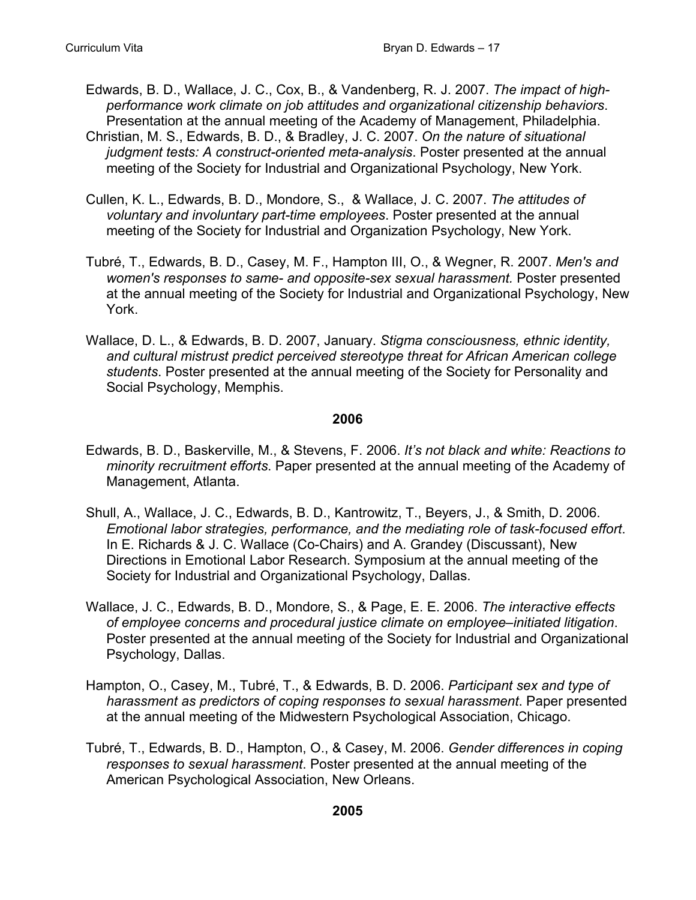Edwards, B. D., Wallace, J. C., Cox, B., & Vandenberg, R. J. 2007. *The impact of high-performance work climate on job attitudes and organizational citizenship behaviors*. Presentation at the annual meeting of the Academy of Management, Philadelphia.

Christian, M. S., Edwards, B. D., & Bradley, J. C. 2007. *On the nature of situational judgment tests: A construct-oriented meta-analysis*. Poster presented at the annual meeting of the Society for Industrial and Organizational Psychology, New York.

Cullen, K. L., Edwards, B. D., Mondore, S., & Wallace, J. C. 2007. *The attitudes of voluntary and involuntary part-time employees*. Poster presented at the annual meeting of the Society for Industrial and Organization Psychology, New York.

Tubré, T., Edwards, B. D., Casey, M. F., Hampton III, O., & Wegner, R. 2007. *Men's and women's responses to same- and opposite-sex sexual harassment.* Poster presented at the annual meeting of the Society for Industrial and Organizational Psychology, New York.

Wallace, D. L., & Edwards, B. D. 2007, January. *Stigma consciousness, ethnic identity, and cultural mistrust predict perceived stereotype threat for African American college students*. Poster presented at the annual meeting of the Society for Personality and Social Psychology, Memphis.

**2006**

Edwards, B. D., Baskerville, M., & Stevens, F. 2006. *It's not black and white: Reactions to minority recruitment efforts*. Paper presented at the annual meeting of the Academy of Management, Atlanta.

Shull, A., Wallace, J. C., Edwards, B. D., Kantrowitz, T., Beyers, J., & Smith, D. 2006. *Emotional labor strategies, performance, and the mediating role of task-focused effort*. In E. Richards & J. C. Wallace (Co-Chairs) and A. Grandey (Discussant), New Directions in Emotional Labor Research. Symposium at the annual meeting of the Society for Industrial and Organizational Psychology, Dallas.

Wallace, J. C., Edwards, B. D., Mondore, S., & Page, E. E. 2006. *The interactive effects of employee concerns and procedural justice climate on employee–initiated litigation*. Poster presented at the annual meeting of the Society for Industrial and Organizational Psychology, Dallas.

Hampton, O., Casey, M., Tubré, T., & Edwards, B. D. 2006. *Participant sex and type of harassment as predictors of coping responses to sexual harassment*. Paper presented at the annual meeting of the Midwestern Psychological Association, Chicago.

Tubré, T., Edwards, B. D., Hampton, O., & Casey, M. 2006. *Gender differences in coping responses to sexual harassment*. Poster presented at the annual meeting of the American Psychological Association, New Orleans.

**2005**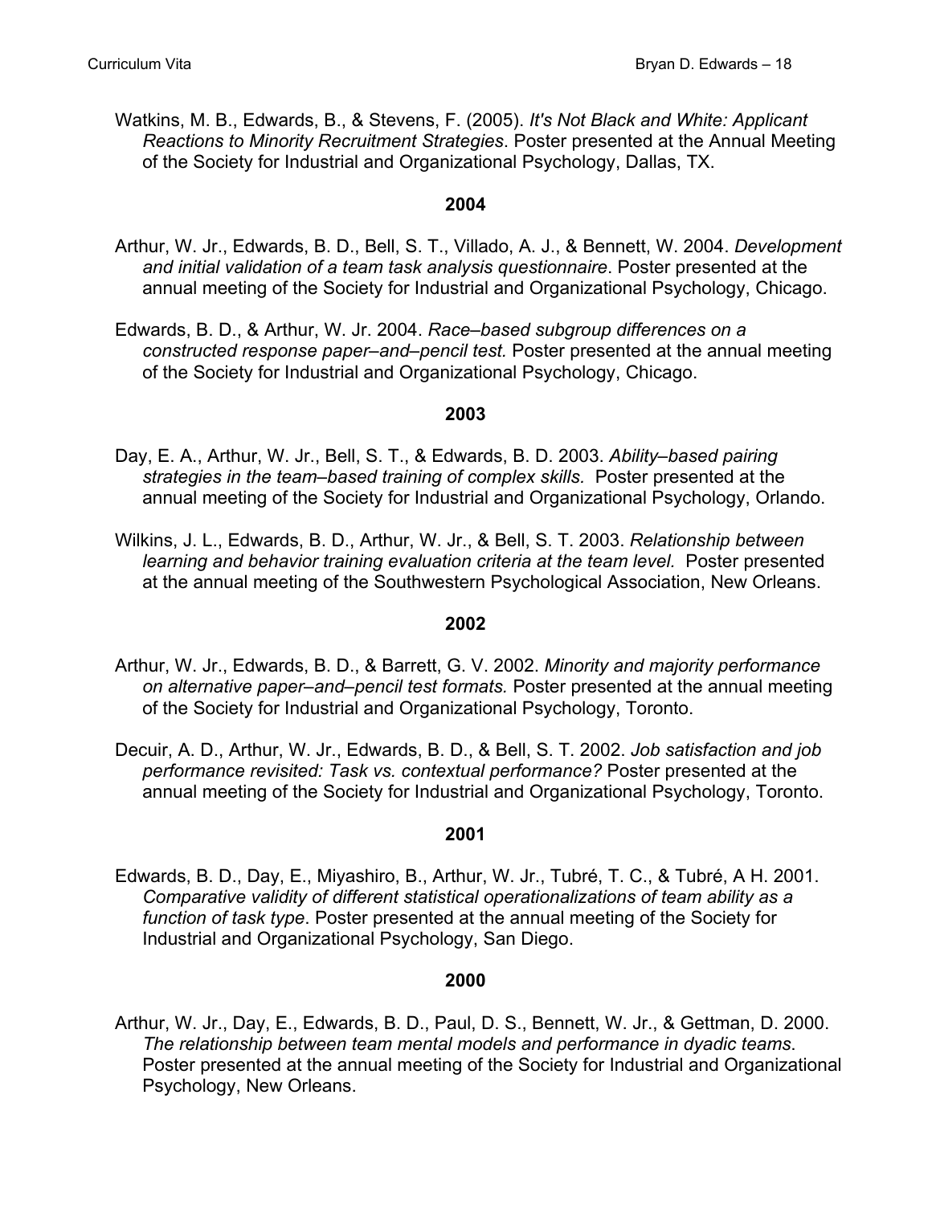Watkins, M. B., Edwards, B., & Stevens, F. (2005). *It's Not Black and White: Applicant Reactions to Minority Recruitment Strategies*. Poster presented at the Annual Meeting of the Society for Industrial and Organizational Psychology, Dallas, TX.

**2004**

Arthur, W. Jr., Edwards, B. D., Bell, S. T., Villado, A. J., & Bennett, W. 2004. *Development and initial validation of a team task analysis questionnaire*. Poster presented at the annual meeting of the Society for Industrial and Organizational Psychology, Chicago.

Edwards, B. D., & Arthur, W. Jr. 2004. *Race–based subgroup differences on a constructed response paper–and–pencil test.* Poster presented at the annual meeting of the Society for Industrial and Organizational Psychology, Chicago.

**2003**

Day, E. A., Arthur, W. Jr., Bell, S. T., & Edwards, B. D. 2003. *Ability–based pairing strategies in the team–based training of complex skills.* Poster presented at the annual meeting of the Society for Industrial and Organizational Psychology, Orlando.

Wilkins, J. L., Edwards, B. D., Arthur, W. Jr., & Bell, S. T. 2003. *Relationship between learning and behavior training evaluation criteria at the team level.* Poster presented at the annual meeting of the Southwestern Psychological Association, New Orleans.

**2002**

Arthur, W. Jr., Edwards, B. D., & Barrett, G. V. 2002. *Minority and majority performance on alternative paper–and–pencil test formats.* Poster presented at the annual meeting of the Society for Industrial and Organizational Psychology, Toronto.

Decuir, A. D., Arthur, W. Jr., Edwards, B. D., & Bell, S. T. 2002. *Job satisfaction and job performance revisited: Task vs. contextual performance?* Poster presented at the annual meeting of the Society for Industrial and Organizational Psychology, Toronto.

**2001**

Edwards, B. D., Day, E., Miyashiro, B., Arthur, W. Jr., Tubré, T. C., & Tubré, A H. 2001. *Comparative validity of different statistical operationalizations of team ability as a function of task type*. Poster presented at the annual meeting of the Society for Industrial and Organizational Psychology, San Diego.

**2000**

Arthur, W. Jr., Day, E., Edwards, B. D., Paul, D. S., Bennett, W. Jr., & Gettman, D. 2000. *The relationship between team mental models and performance in dyadic teams*. Poster presented at the annual meeting of the Society for Industrial and Organizational Psychology, New Orleans.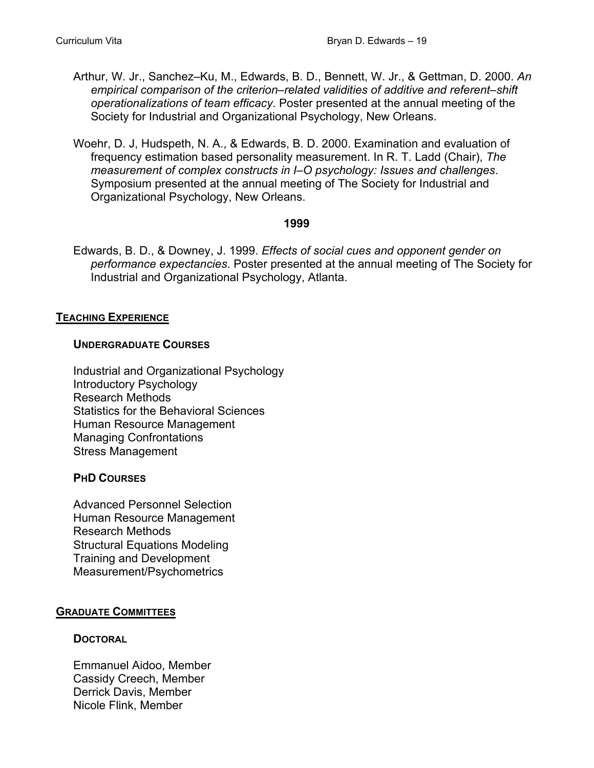Arthur, W. Jr., Sanchez–Ku, M., Edwards, B. D., Bennett, W. Jr., & Gettman, D. 2000. *An empirical comparison of the criterion–related validities of additive and referent–shift operationalizations of team efficacy*. Poster presented at the annual meeting of the Society for Industrial and Organizational Psychology, New Orleans.

Woehr, D. J, Hudspeth, N. A., & Edwards, B. D. 2000. Examination and evaluation of frequency estimation based personality measurement. In R. T. Ladd (Chair), *The measurement of complex constructs in I–O psychology: Issues and challenges*. Symposium presented at the annual meeting of The Society for Industrial and Organizational Psychology, New Orleans.

**1999**

Edwards, B. D., & Downey, J. 1999. *Effects of social cues and opponent gender on performance expectancies*. Poster presented at the annual meeting of The Society for Industrial and Organizational Psychology, Atlanta.

## TEACHING EXPERIENCE

### UNDERGRADUATE COURSES

Industrial and Organizational Psychology
Introductory Psychology
Research Methods
Statistics for the Behavioral Sciences
Human Resource Management
Managing Confrontations
Stress Management

### PHD COURSES

Advanced Personnel Selection
Human Resource Management
Research Methods
Structural Equations Modeling
Training and Development
Measurement/Psychometrics

## GRADUATE COMMITTEES

### DOCTORAL

Emmanuel Aidoo, Member
Cassidy Creech, Member
Derrick Davis, Member
Nicole Flink, Member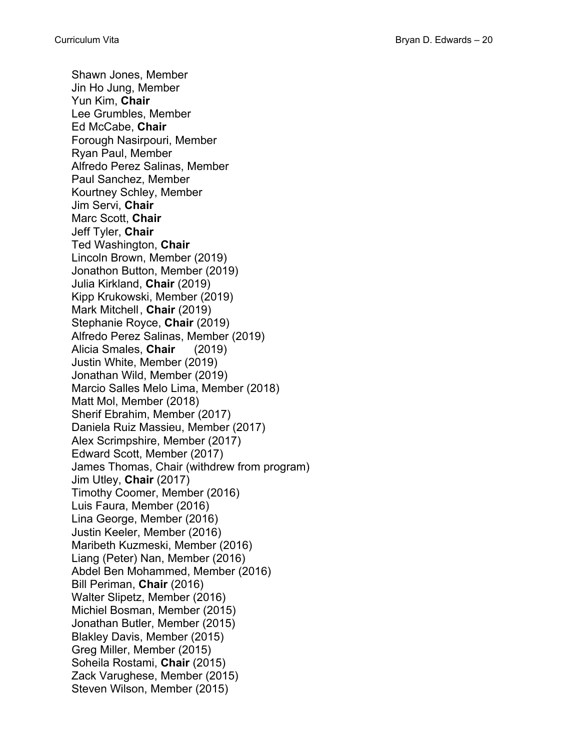Shawn Jones, Member
Jin Ho Jung, Member
Yun Kim, **Chair**
Lee Grumbles, Member
Ed McCabe, **Chair**
Forough Nasirpouri, Member
Ryan Paul, Member
Alfredo Perez Salinas, Member
Paul Sanchez, Member
Kourtney Schley, Member
Jim Servi, **Chair**
Marc Scott, **Chair**
Jeff Tyler, **Chair**
Ted Washington, **Chair**
Lincoln Brown, Member (2019)
Jonathon Button, Member (2019)
Julia Kirkland, **Chair** (2019)
Kipp Krukowski, Member (2019)
Mark Mitchell, **Chair** (2019)
Stephanie Royce, **Chair** (2019)
Alfredo Perez Salinas, Member (2019)
Alicia Smales, **Chair** (2019)
Justin White, Member (2019)
Jonathan Wild, Member (2019)
Marcio Salles Melo Lima, Member (2018)
Matt Mol, Member (2018)
Sherif Ebrahim, Member (2017)
Daniela Ruiz Massieu, Member (2017)
Alex Scrimpshire, Member (2017)
Edward Scott, Member (2017)
James Thomas, Chair (withdrew from program)
Jim Utley, **Chair** (2017)
Timothy Coomer, Member (2016)
Luis Faura, Member (2016)
Lina George, Member (2016)
Justin Keeler, Member (2016)
Maribeth Kuzmeski, Member (2016)
Liang (Peter) Nan, Member (2016)
Abdel Ben Mohammed, Member (2016)
Bill Periman, **Chair** (2016)
Walter Slipetz, Member (2016)
Michiel Bosman, Member (2015)
Jonathan Butler, Member (2015)
Blakley Davis, Member (2015)
Greg Miller, Member (2015)
Soheila Rostami, **Chair** (2015)
Zack Varughese, Member (2015)
Steven Wilson, Member (2015)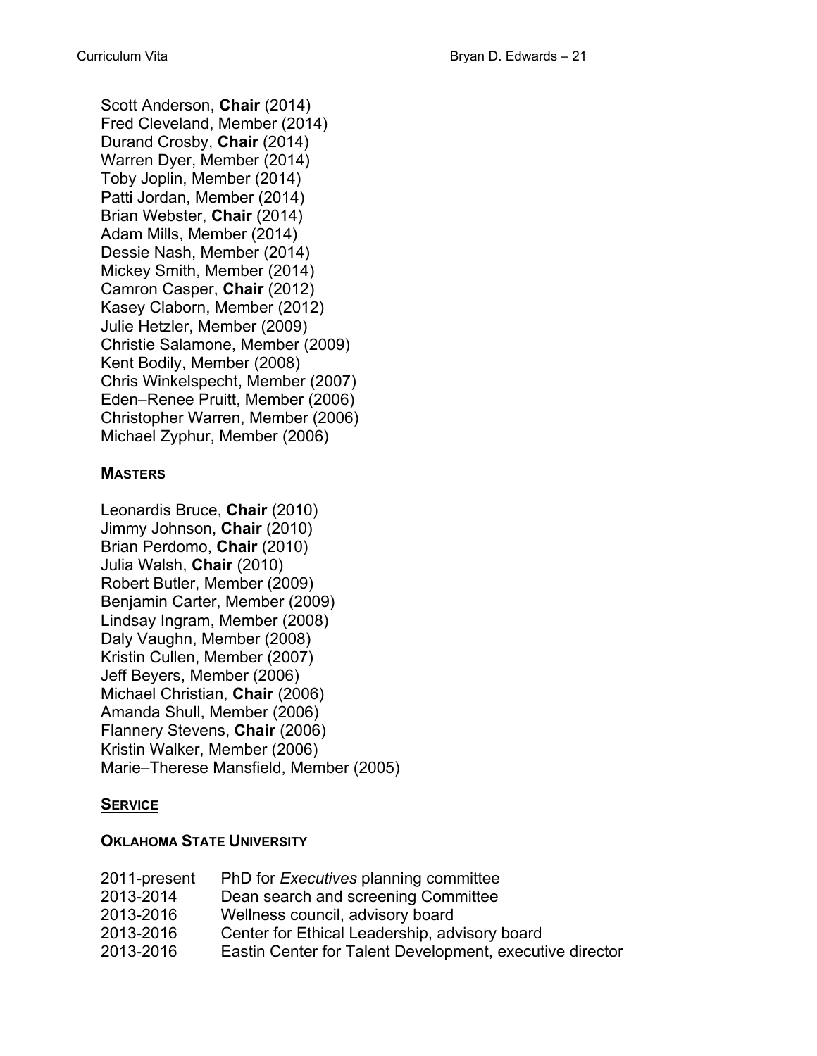Scott Anderson, **Chair** (2014)
Fred Cleveland, Member (2014)
Durand Crosby, **Chair** (2014)
Warren Dyer, Member (2014)
Toby Joplin, Member (2014)
Patti Jordan, Member (2014)
Brian Webster, **Chair** (2014)
Adam Mills, Member (2014)
Dessie Nash, Member (2014)
Mickey Smith, Member (2014)
Camron Casper, **Chair** (2012)
Kasey Claborn, Member (2012)
Julie Hetzler, Member (2009)
Christie Salamone, Member (2009)
Kent Bodily, Member (2008)
Chris Winkelspecht, Member (2007)
Eden–Renee Pruitt, Member (2006)
Christopher Warren, Member (2006)
Michael Zyphur, Member (2006)

### Masters

Leonardis Bruce, **Chair** (2010)
Jimmy Johnson, **Chair** (2010)
Brian Perdomo, **Chair** (2010)
Julia Walsh, **Chair** (2010)
Robert Butler, Member (2009)
Benjamin Carter, Member (2009)
Lindsay Ingram, Member (2008)
Daly Vaughn, Member (2008)
Kristin Cullen, Member (2007)
Jeff Beyers, Member (2006)
Michael Christian, **Chair** (2006)
Amanda Shull, Member (2006)
Flannery Stevens, **Chair** (2006)
Kristin Walker, Member (2006)
Marie–Therese Mansfield, Member (2005)

## Service

### Oklahoma State University

| | |
|---|---|
| 2011-present | PhD for *Executives* planning committee |
| 2013-2014 | Dean search and screening Committee |
| 2013-2016 | Wellness council, advisory board |
| 2013-2016 | Center for Ethical Leadership, advisory board |
| 2013-2016 | Eastin Center for Talent Development, executive director |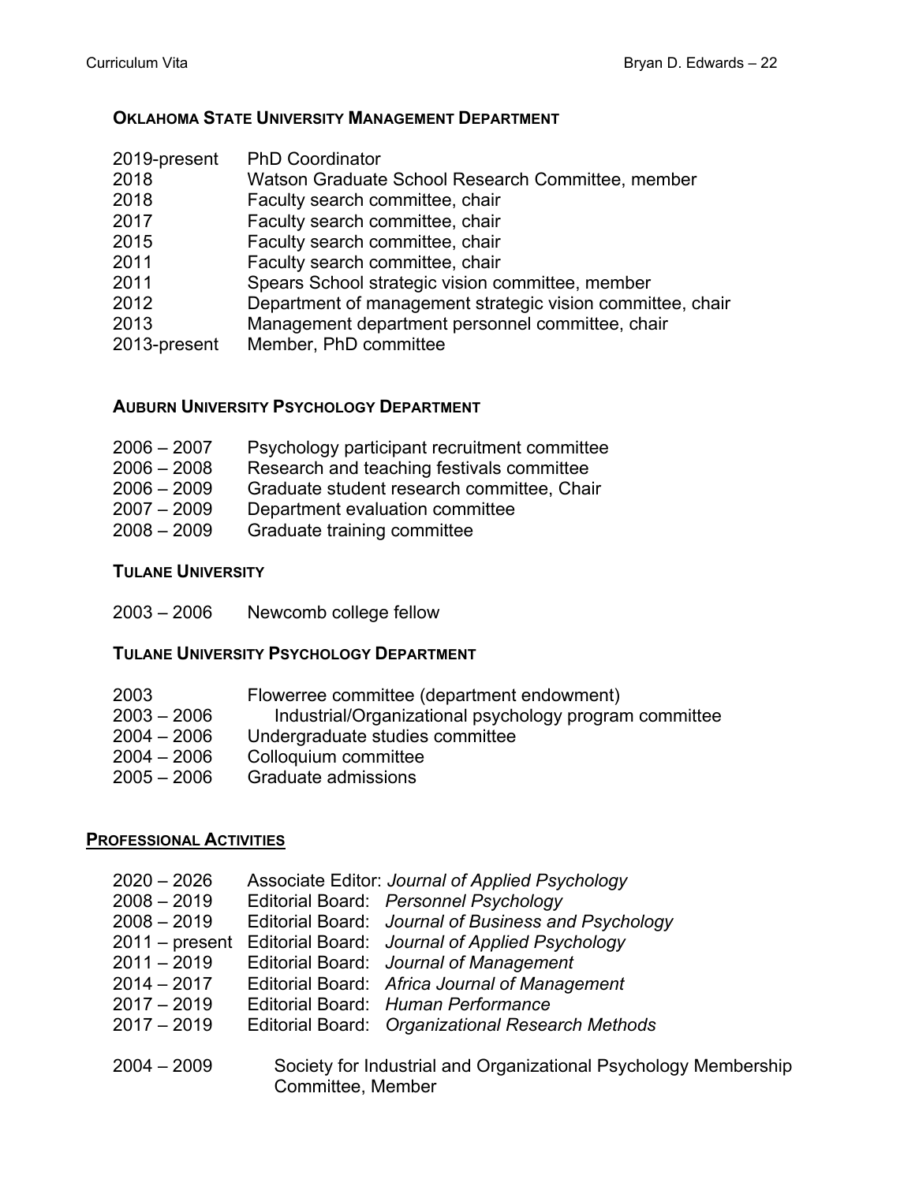### OKLAHOMA STATE UNIVERSITY MANAGEMENT DEPARTMENT

| | |
|---|---|
| 2019-present | PhD Coordinator |
| 2018 | Watson Graduate School Research Committee, member |
| 2018 | Faculty search committee, chair |
| 2017 | Faculty search committee, chair |
| 2015 | Faculty search committee, chair |
| 2011 | Faculty search committee, chair |
| 2011 | Spears School strategic vision committee, member |
| 2012 | Department of management strategic vision committee, chair |
| 2013 | Management department personnel committee, chair |
| 2013-present | Member, PhD committee |

### AUBURN UNIVERSITY PSYCHOLOGY DEPARTMENT

| | |
|---|---|
| 2006 – 2007 | Psychology participant recruitment committee |
| 2006 – 2008 | Research and teaching festivals committee |
| 2006 – 2009 | Graduate student research committee, Chair |
| 2007 – 2009 | Department evaluation committee |
| 2008 – 2009 | Graduate training committee |

### TULANE UNIVERSITY

| | |
|---|---|
| 2003 – 2006 | Newcomb college fellow |

### TULANE UNIVERSITY PSYCHOLOGY DEPARTMENT

| | |
|---|---|
| 2003 | Flowerree committee (department endowment) |
| 2003 – 2006 | Industrial/Organizational psychology program committee |
| 2004 – 2006 | Undergraduate studies committee |
| 2004 – 2006 | Colloquium committee |
| 2005 – 2006 | Graduate admissions |

## PROFESSIONAL ACTIVITIES

| | |
|---|---|
| 2020 – 2026 | Associate Editor: *Journal of Applied Psychology* |
| 2008 – 2019 | Editorial Board: *Personnel Psychology* |
| 2008 – 2019 | Editorial Board: *Journal of Business and Psychology* |
| 2011 – present | Editorial Board: *Journal of Applied Psychology* |
| 2011 – 2019 | Editorial Board: *Journal of Management* |
| 2014 – 2017 | Editorial Board: *Africa Journal of Management* |
| 2017 – 2019 | Editorial Board: *Human Performance* |
| 2017 – 2019 | Editorial Board: *Organizational Research Methods* |

| | |
|---|---|
| 2004 – 2009 | Society for Industrial and Organizational Psychology Membership Committee, Member |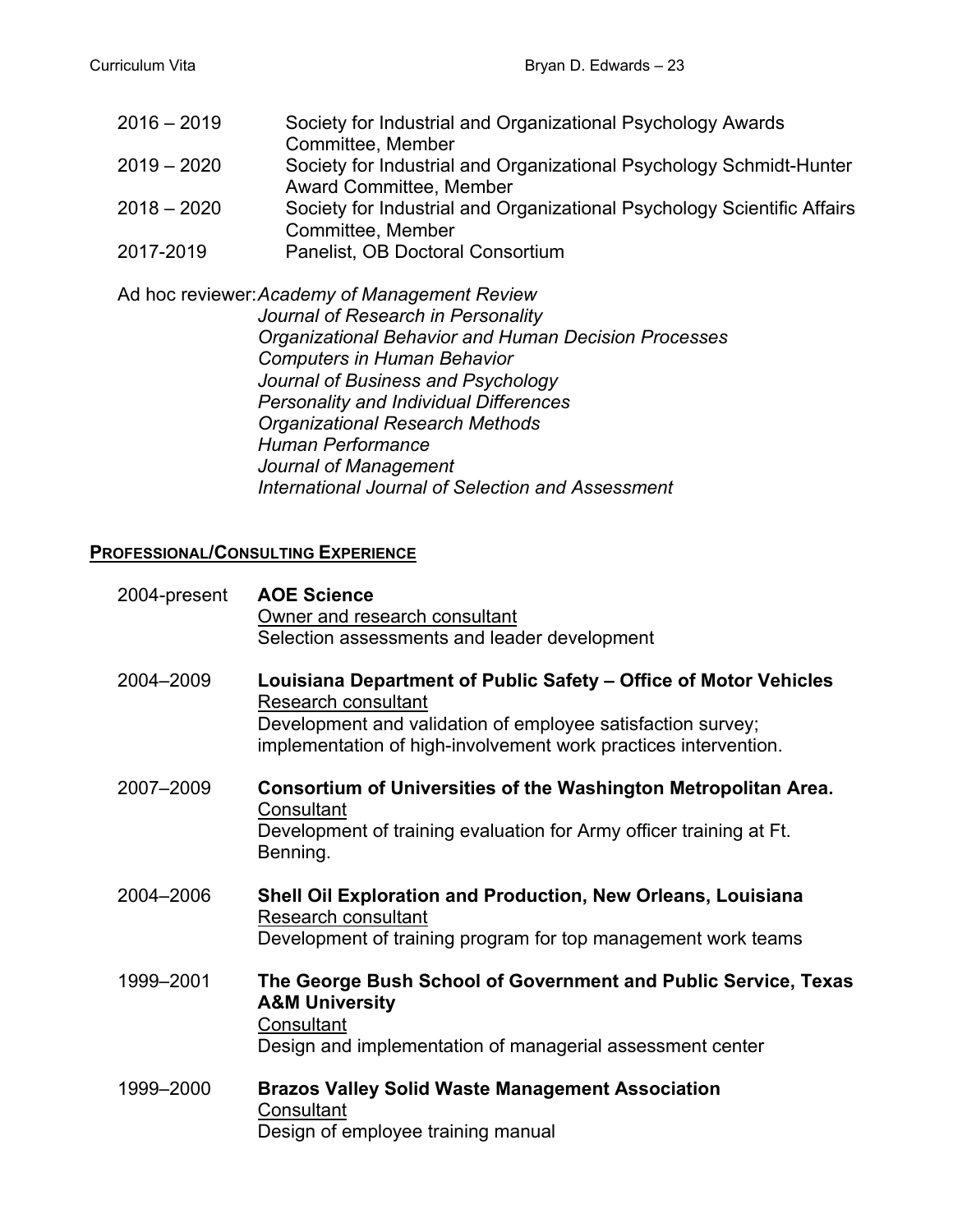2016 – 2019 Society for Industrial and Organizational Psychology Awards Committee, Member

2019 – 2020 Society for Industrial and Organizational Psychology Schmidt-Hunter Award Committee, Member

2018 – 2020 Society for Industrial and Organizational Psychology Scientific Affairs Committee, Member

2017-2019 Panelist, OB Doctoral Consortium

Ad hoc reviewer: *Academy of Management Review*
*Journal of Research in Personality*
*Organizational Behavior and Human Decision Processes*
*Computers in Human Behavior*
*Journal of Business and Psychology*
*Personality and Individual Differences*
*Organizational Research Methods*
*Human Performance*
*Journal of Management*
*International Journal of Selection and Assessment*

## PROFESSIONAL/CONSULTING EXPERIENCE

2004-present **AOE Science**
Owner and research consultant
Selection assessments and leader development

2004–2009 **Louisiana Department of Public Safety – Office of Motor Vehicles**
Research consultant
Development and validation of employee satisfaction survey; implementation of high-involvement work practices intervention.

2007–2009 **Consortium of Universities of the Washington Metropolitan Area.**
Consultant
Development of training evaluation for Army officer training at Ft. Benning.

2004–2006 **Shell Oil Exploration and Production, New Orleans, Louisiana**
Research consultant
Development of training program for top management work teams

1999–2001 **The George Bush School of Government and Public Service, Texas A&M University**
Consultant
Design and implementation of managerial assessment center

1999–2000 **Brazos Valley Solid Waste Management Association**
Consultant
Design of employee training manual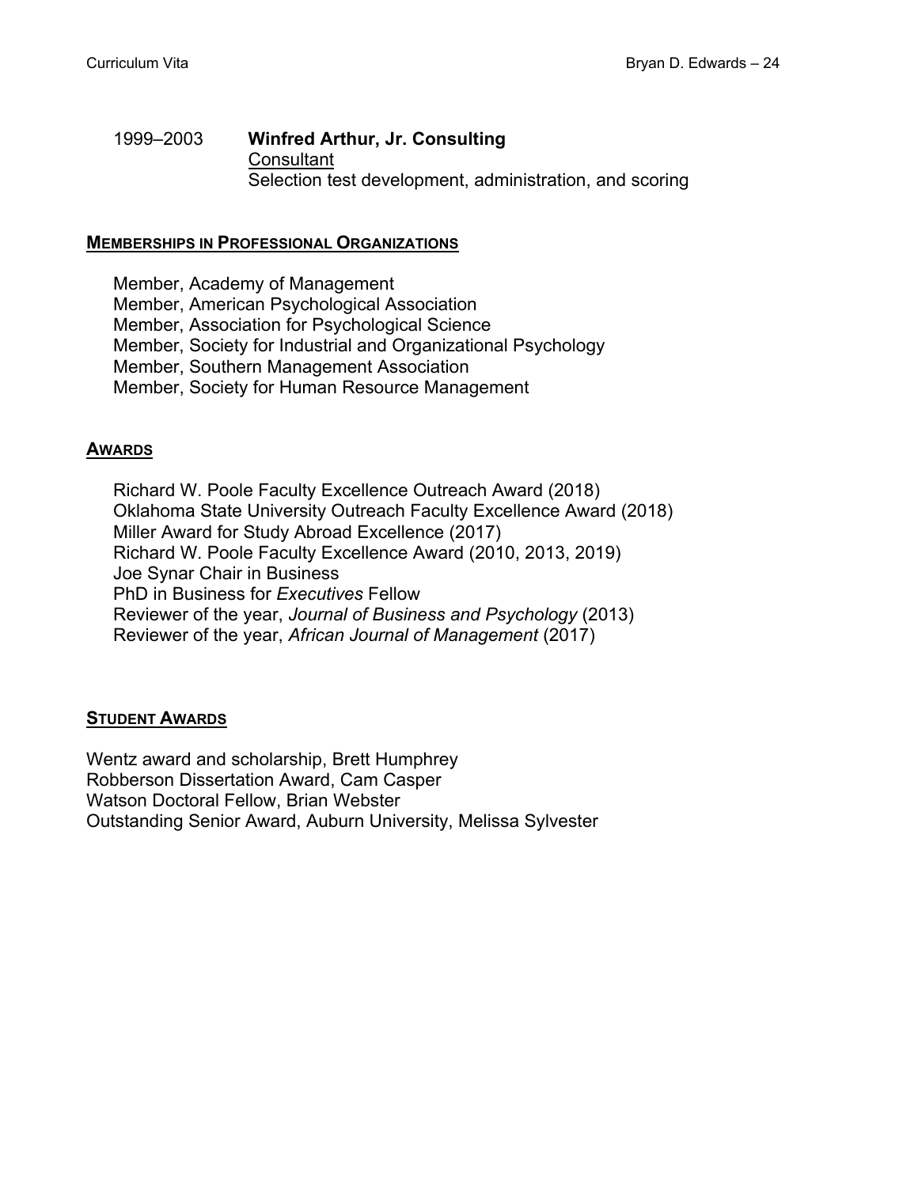1999–2003 **Winfred Arthur, Jr. Consulting**
Consultant
Selection test development, administration, and scoring

## MEMBERSHIPS IN PROFESSIONAL ORGANIZATIONS

Member, Academy of Management
Member, American Psychological Association
Member, Association for Psychological Science
Member, Society for Industrial and Organizational Psychology
Member, Southern Management Association
Member, Society for Human Resource Management

## AWARDS

Richard W. Poole Faculty Excellence Outreach Award (2018)
Oklahoma State University Outreach Faculty Excellence Award (2018)
Miller Award for Study Abroad Excellence (2017)
Richard W. Poole Faculty Excellence Award (2010, 2013, 2019)
Joe Synar Chair in Business
PhD in Business for *Executives* Fellow
Reviewer of the year, *Journal of Business and Psychology* (2013)
Reviewer of the year, *African Journal of Management* (2017)

## STUDENT AWARDS

Wentz award and scholarship, Brett Humphrey
Robberson Dissertation Award, Cam Casper
Watson Doctoral Fellow, Brian Webster
Outstanding Senior Award, Auburn University, Melissa Sylvester